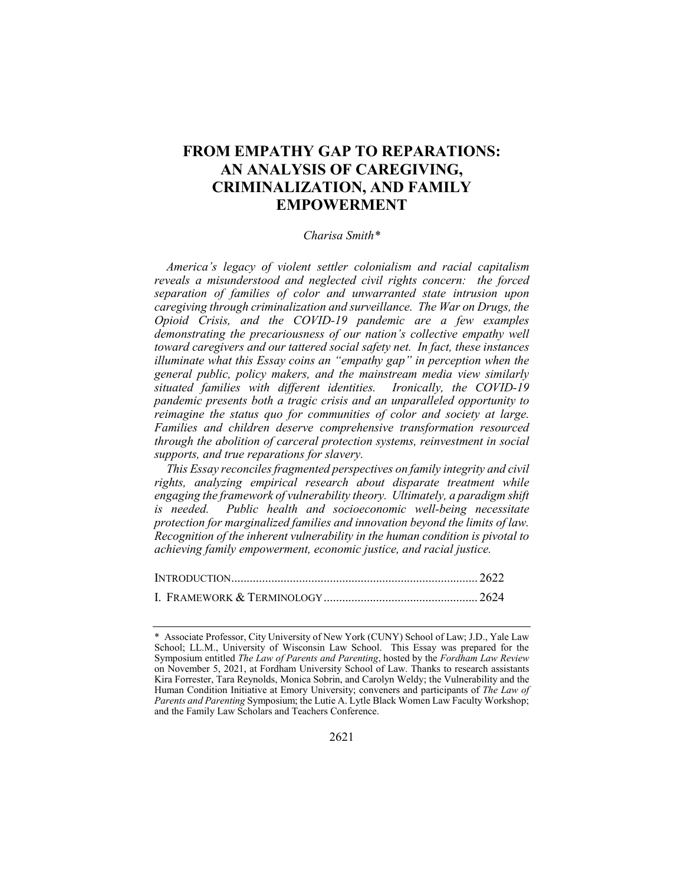# FROM EMPATHY GAP TO REPARATIONS: AN ANALYSIS OF CAREGIVING, CRIMINALIZATION, AND FAMILY EMPOWERMENT

*Charisa Smith\**

*America's legacy of violent settler colonialism and racial capitalism reveals a misunderstood and neglected civil rights concern: the forced separation of families of color and unwarranted state intrusion upon caregiving through criminalization and surveillance. The War on Drugs, the Opioid Crisis, and the COVID-19 pandemic are a few examples demonstrating the precariousness of our nation's collective empathy well toward caregivers and our tattered social safety net. In fact, these instances illuminate what this Essay coins an "empathy gap" in perception when the general public, policy makers, and the mainstream media view similarly situated families with different identities. Ironically, the COVID-19 pandemic presents both a tragic crisis and an unparalleled opportunity to reimagine the status quo for communities of color and society at large. Families and children deserve comprehensive transformation resourced through the abolition of carceral protection systems, reinvestment in social supports, and true reparations for slavery.*

*This Essay reconciles fragmented perspectives on family integrity and civil rights, analyzing empirical research about disparate treatment while engaging the framework of vulnerability theory. Ultimately, a paradigm shift is needed. Public health and socioeconomic well-being necessitate protection for marginalized families and innovation beyond the limits of law. Recognition of the inherent vulnerability in the human condition is pivotal to achieving family empowerment, economic justice, and racial justice.*

INTRODUCTION ............................................................................... 2622

I. FRAMEWORK & TERMINOLOGY ................................................. 2624

---

\* Associate Professor, City University of New York (CUNY) School of Law; J.D., Yale Law School; LL.M., University of Wisconsin Law School. This Essay was prepared for the Symposium entitled *The Law of Parents and Parenting*, hosted by the *Fordham Law Review* on November 5, 2021, at Fordham University School of Law. Thanks to research assistants Kira Forrester, Tara Reynolds, Monica Sobrin, and Carolyn Weldy; the Vulnerability and the Human Condition Initiative at Emory University; conveners and participants of *The Law of Parents and Parenting* Symposium; the Lutie A. Lytle Black Women Law Faculty Workshop; and the Family Law Scholars and Teachers Conference.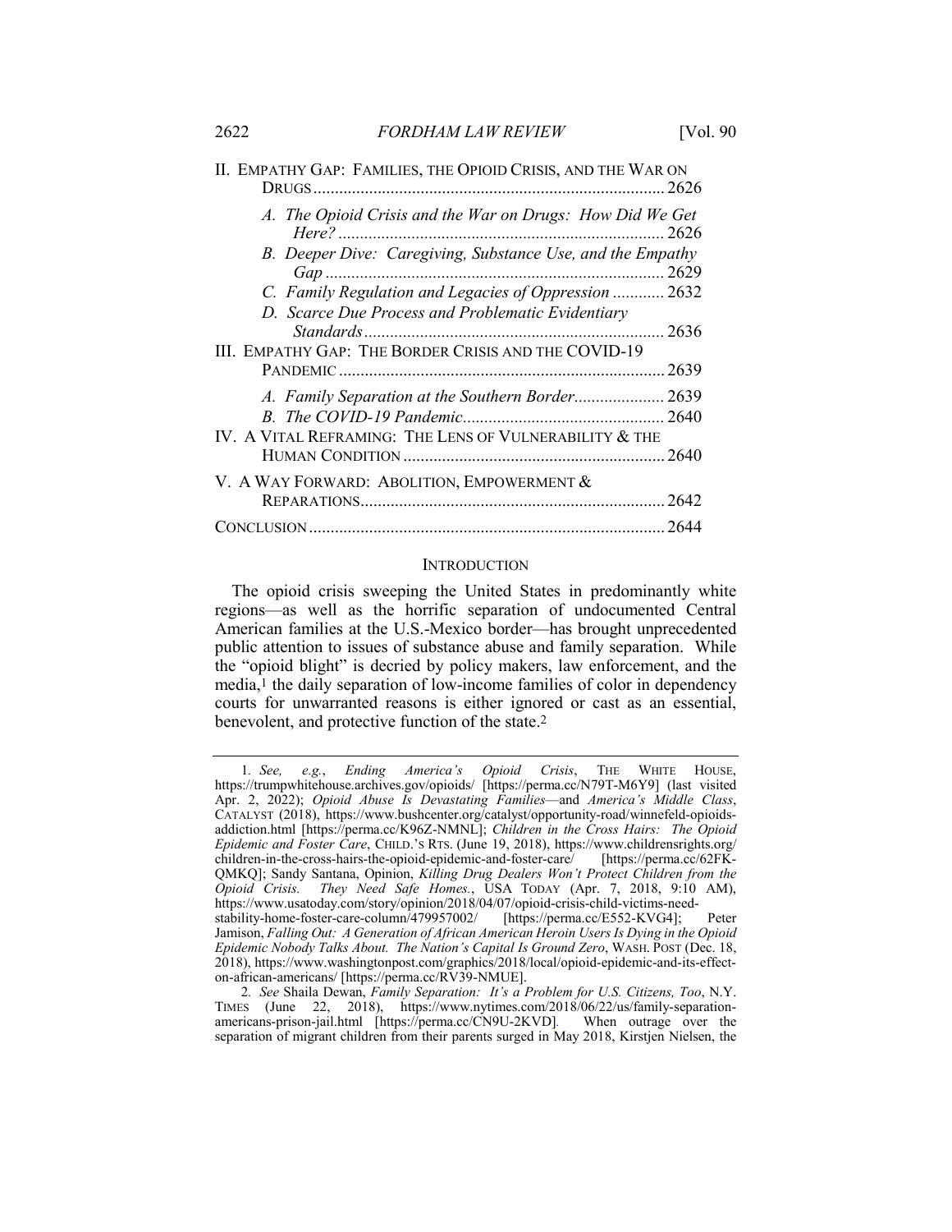II. EMPATHY GAP: FAMILIES, THE OPIOID CRISIS, AND THE WAR ON DRUGS .......... 2626

*A. The Opioid Crisis and the War on Drugs: How Did We Get Here?* .......... 2626

*B. Deeper Dive: Caregiving, Substance Use, and the Empathy Gap* .......... 2629

*C. Family Regulation and Legacies of Oppression* .......... 2632

*D. Scarce Due Process and Problematic Evidentiary Standards* .......... 2636

III. EMPATHY GAP: THE BORDER CRISIS AND THE COVID-19 PANDEMIC .......... 2639

*A. Family Separation at the Southern Border* .......... 2639

*B. The COVID-19 Pandemic* .......... 2640

IV. A VITAL REFRAMING: THE LENS OF VULNERABILITY & THE HUMAN CONDITION .......... 2640

V. A WAY FORWARD: ABOLITION, EMPOWERMENT & REPARATIONS .......... 2642

CONCLUSION .......... 2644

## INTRODUCTION

The opioid crisis sweeping the United States in predominantly white regions—as well as the horrific separation of undocumented Central American families at the U.S.-Mexico border—has brought unprecedented public attention to issues of substance abuse and family separation. While the "opioid blight" is decried by policy makers, law enforcement, and the media,[1] the daily separation of low-income families of color in dependency courts for unwarranted reasons is either ignored or cast as an essential, benevolent, and protective function of the state.[2]

---

1. *See, e.g.*, *Ending America's Opioid Crisis*, THE WHITE HOUSE, https://trumpwhitehouse.archives.gov/opioids/ [https://perma.cc/N79T-M6Y9] (last visited Apr. 2, 2022); *Opioid Abuse Is Devastating Families*—and *America's Middle Class*, CATALYST (2018), https://www.bushcenter.org/catalyst/opportunity-road/winnefeld-opioids-addiction.html [https://perma.cc/K96Z-NMNL]; *Children in the Cross Hairs: The Opioid Epidemic and Foster Care*, CHILD.'S RTS. (June 19, 2018), https://www.childrensrights.org/children-in-the-cross-hairs-the-opioid-epidemic-and-foster-care/ [https://perma.cc/62FK-QMKQ]; Sandy Santana, Opinion, *Killing Drug Dealers Won't Protect Children from the Opioid Crisis. They Need Safe Homes.*, USA TODAY (Apr. 7, 2018, 9:10 AM), https://www.usatoday.com/story/opinion/2018/04/07/opioid-crisis-child-victims-need-stability-home-foster-care-column/479957002/ [https://perma.cc/E552-KVG4]; Peter Jamison, *Falling Out: A Generation of African American Heroin Users Is Dying in the Opioid Epidemic Nobody Talks About. The Nation's Capital Is Ground Zero*, WASH. POST (Dec. 18, 2018), https://www.washingtonpost.com/graphics/2018/local/opioid-epidemic-and-its-effect-on-african-americans/ [https://perma.cc/RV39-NMUE].

2. *See* Shaila Dewan, *Family Separation: It's a Problem for U.S. Citizens, Too*, N.Y. TIMES (June 22, 2018), https://www.nytimes.com/2018/06/22/us/family-separation-americans-prison-jail.html [https://perma.cc/CN9U-2KVD]. When outrage over the separation of migrant children from their parents surged in May 2018, Kirstjen Nielsen, the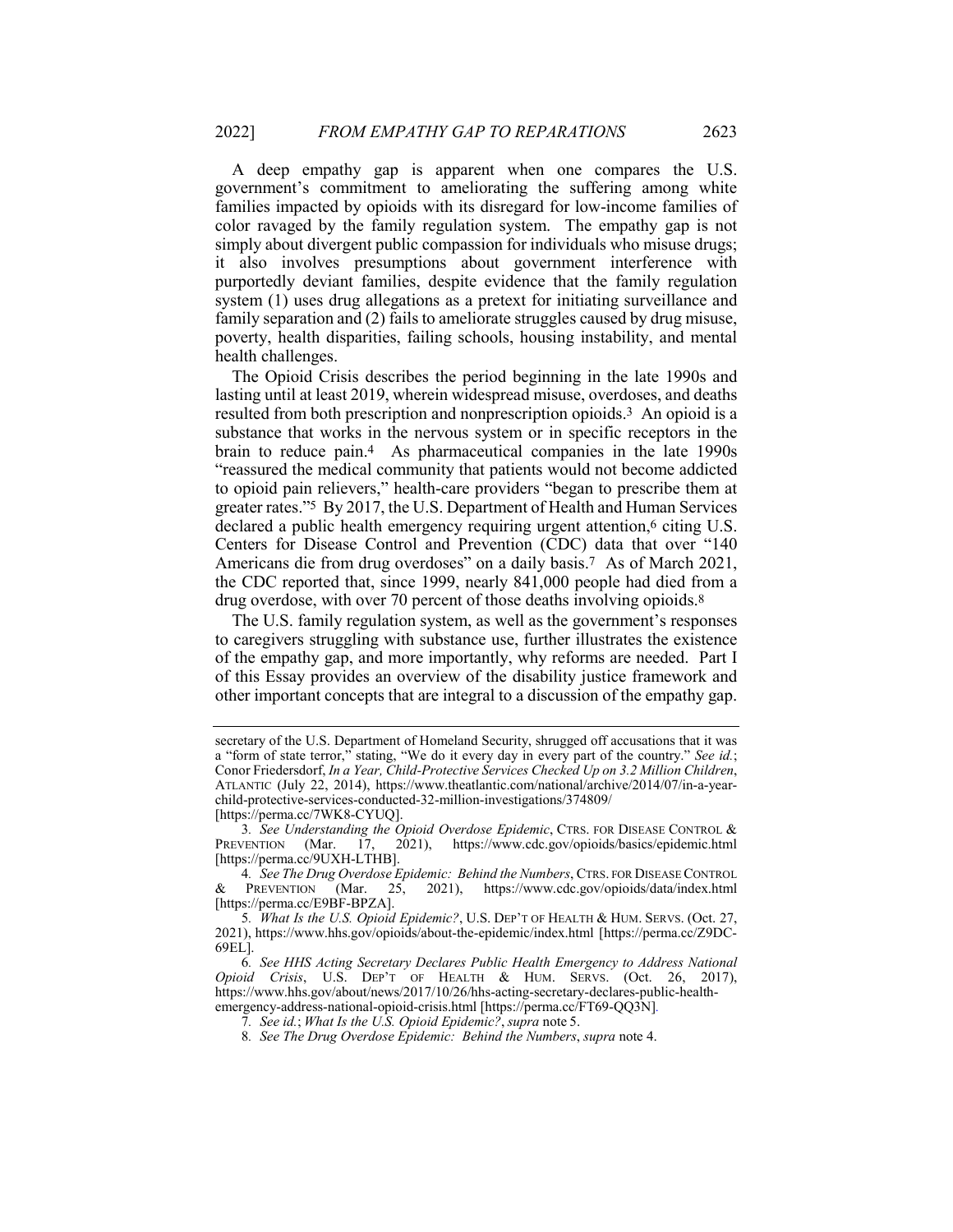A deep empathy gap is apparent when one compares the U.S. government's commitment to ameliorating the suffering among white families impacted by opioids with its disregard for low-income families of color ravaged by the family regulation system. The empathy gap is not simply about divergent public compassion for individuals who misuse drugs; it also involves presumptions about government interference with purportedly deviant families, despite evidence that the family regulation system (1) uses drug allegations as a pretext for initiating surveillance and family separation and (2) fails to ameliorate struggles caused by drug misuse, poverty, health disparities, failing schools, housing instability, and mental health challenges.

The Opioid Crisis describes the period beginning in the late 1990s and lasting until at least 2019, wherein widespread misuse, overdoses, and deaths resulted from both prescription and nonprescription opioids.[3] An opioid is a substance that works in the nervous system or in specific receptors in the brain to reduce pain.[4] As pharmaceutical companies in the late 1990s "reassured the medical community that patients would not become addicted to opioid pain relievers," health-care providers "began to prescribe them at greater rates."[5] By 2017, the U.S. Department of Health and Human Services declared a public health emergency requiring urgent attention,[6] citing U.S. Centers for Disease Control and Prevention (CDC) data that over "140 Americans die from drug overdoses" on a daily basis.[7] As of March 2021, the CDC reported that, since 1999, nearly 841,000 people had died from a drug overdose, with over 70 percent of those deaths involving opioids.[8]

The U.S. family regulation system, as well as the government's responses to caregivers struggling with substance use, further illustrates the existence of the empathy gap, and more importantly, why reforms are needed. Part I of this Essay provides an overview of the disability justice framework and other important concepts that are integral to a discussion of the empathy gap.

---

secretary of the U.S. Department of Homeland Security, shrugged off accusations that it was a "form of state terror," stating, "We do it every day in every part of the country." *See id.*; Conor Friedersdorf, *In a Year, Child-Protective Services Checked Up on 3.2 Million Children*, ATLANTIC (July 22, 2014), https://www.theatlantic.com/national/archive/2014/07/in-a-year-child-protective-services-conducted-32-million-investigations/374809/ [https://perma.cc/7WK8-CYUQ].

3. *See Understanding the Opioid Overdose Epidemic*, CTRS. FOR DISEASE CONTROL & PREVENTION (Mar. 17, 2021), https://www.cdc.gov/opioids/basics/epidemic.html [https://perma.cc/9UXH-LTHB].

4. *See The Drug Overdose Epidemic: Behind the Numbers*, CTRS. FOR DISEASE CONTROL & PREVENTION (Mar. 25, 2021), https://www.cdc.gov/opioids/data/index.html [https://perma.cc/E9BF-BPZA].

5. *What Is the U.S. Opioid Epidemic?*, U.S. DEP'T OF HEALTH & HUM. SERVS. (Oct. 27, 2021), https://www.hhs.gov/opioids/about-the-epidemic/index.html [https://perma.cc/Z9DC-69EL].

6. *See HHS Acting Secretary Declares Public Health Emergency to Address National Opioid Crisis*, U.S. DEP'T OF HEALTH & HUM. SERVS. (Oct. 26, 2017), https://www.hhs.gov/about/news/2017/10/26/hhs-acting-secretary-declares-public-health-emergency-address-national-opioid-crisis.html [https://perma.cc/FT69-QQ3N].

7. *See id.*; *What Is the U.S. Opioid Epidemic?*, *supra* note 5.

8. *See The Drug Overdose Epidemic: Behind the Numbers*, *supra* note 4.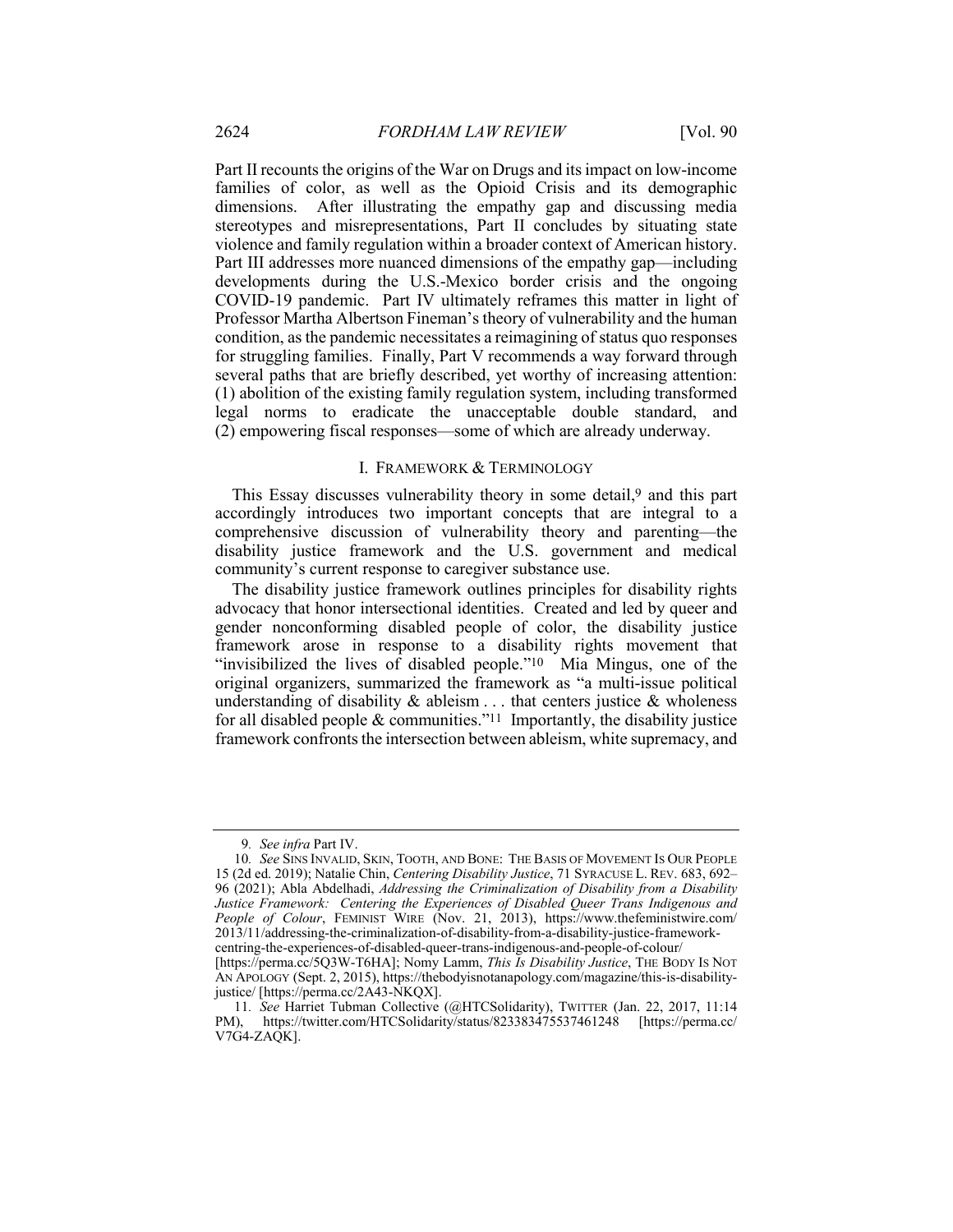Part II recounts the origins of the War on Drugs and its impact on low-income families of color, as well as the Opioid Crisis and its demographic dimensions. After illustrating the empathy gap and discussing media stereotypes and misrepresentations, Part II concludes by situating state violence and family regulation within a broader context of American history. Part III addresses more nuanced dimensions of the empathy gap—including developments during the U.S.-Mexico border crisis and the ongoing COVID-19 pandemic. Part IV ultimately reframes this matter in light of Professor Martha Albertson Fineman's theory of vulnerability and the human condition, as the pandemic necessitates a reimagining of status quo responses for struggling families. Finally, Part V recommends a way forward through several paths that are briefly described, yet worthy of increasing attention: (1) abolition of the existing family regulation system, including transformed legal norms to eradicate the unacceptable double standard, and (2) empowering fiscal responses—some of which are already underway.

## I. FRAMEWORK & TERMINOLOGY

This Essay discusses vulnerability theory in some detail,[9] and this part accordingly introduces two important concepts that are integral to a comprehensive discussion of vulnerability theory and parenting—the disability justice framework and the U.S. government and medical community's current response to caregiver substance use.

The disability justice framework outlines principles for disability rights advocacy that honor intersectional identities. Created and led by queer and gender nonconforming disabled people of color, the disability justice framework arose in response to a disability rights movement that "invisibilized the lives of disabled people."[10] Mia Mingus, one of the original organizers, summarized the framework as "a multi-issue political understanding of disability & ableism . . . that centers justice & wholeness for all disabled people & communities."[11] Importantly, the disability justice framework confronts the intersection between ableism, white supremacy, and

---

9. *See infra* Part IV.

10. *See* SINS INVALID, SKIN, TOOTH, AND BONE: THE BASIS OF MOVEMENT IS OUR PEOPLE 15 (2d ed. 2019); Natalie Chin, *Centering Disability Justice*, 71 SYRACUSE L. REV. 683, 692–96 (2021); Abla Abdelhadi, *Addressing the Criminalization of Disability from a Disability Justice Framework: Centering the Experiences of Disabled Queer Trans Indigenous and People of Colour*, FEMINIST WIRE (Nov. 21, 2013), https://www.thefeministwire.com/2013/11/addressing-the-criminalization-of-disability-from-a-disability-justice-framework-centring-the-experiences-of-disabled-queer-trans-indigenous-and-people-of-colour/ [https://perma.cc/5Q3W-T6HA]; Nomy Lamm, *This Is Disability Justice*, THE BODY IS NOT AN APOLOGY (Sept. 2, 2015), https://thebodyisnotanapology.com/magazine/this-is-disability-justice/ [https://perma.cc/2A43-NKQX].

11. *See* Harriet Tubman Collective (@HTCSolidarity), TWITTER (Jan. 22, 2017, 11:14 PM), https://twitter.com/HTCSolidarity/status/823383475537461248 [https://perma.cc/V7G4-ZAQK].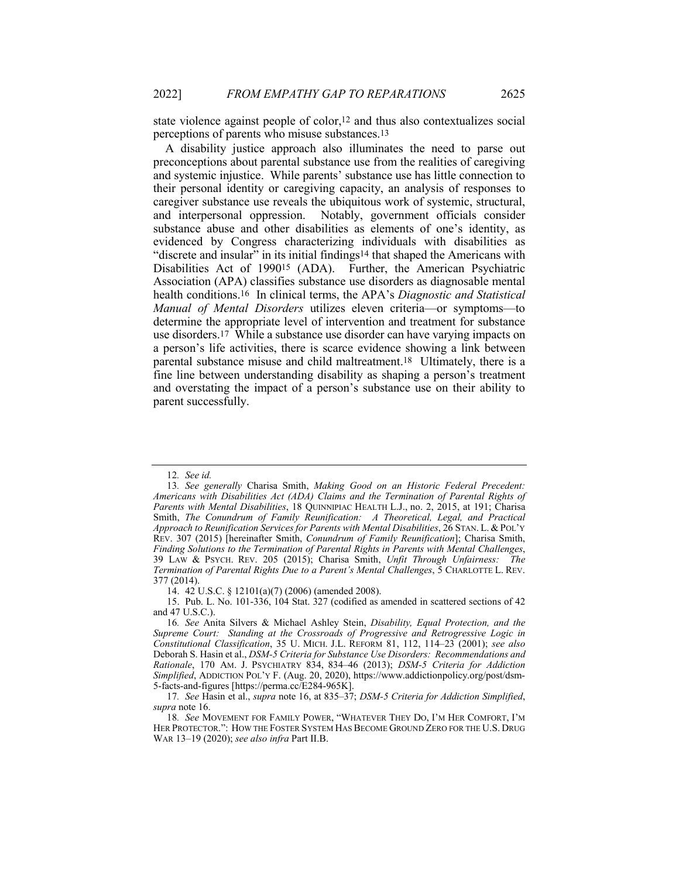state violence against people of color,[12] and thus also contextualizes social perceptions of parents who misuse substances.[13]

A disability justice approach also illuminates the need to parse out preconceptions about parental substance use from the realities of caregiving and systemic injustice. While parents' substance use has little connection to their personal identity or caregiving capacity, an analysis of responses to caregiver substance use reveals the ubiquitous work of systemic, structural, and interpersonal oppression. Notably, government officials consider substance abuse and other disabilities as elements of one's identity, as evidenced by Congress characterizing individuals with disabilities as "discrete and insular" in its initial findings[14] that shaped the Americans with Disabilities Act of 1990[15] (ADA). Further, the American Psychiatric Association (APA) classifies substance use disorders as diagnosable mental health conditions.[16] In clinical terms, the APA's *Diagnostic and Statistical Manual of Mental Disorders* utilizes eleven criteria—or symptoms—to determine the appropriate level of intervention and treatment for substance use disorders.[17] While a substance use disorder can have varying impacts on a person's life activities, there is scarce evidence showing a link between parental substance misuse and child maltreatment.[18] Ultimately, there is a fine line between understanding disability as shaping a person's treatment and overstating the impact of a person's substance use on their ability to parent successfully.

---

12. *See id.*

13. *See generally* Charisa Smith, *Making Good on an Historic Federal Precedent: Americans with Disabilities Act (ADA) Claims and the Termination of Parental Rights of Parents with Mental Disabilities*, 18 QUINNIPIAC HEALTH L.J., no. 2, 2015, at 191; Charisa Smith, *The Conundrum of Family Reunification: A Theoretical, Legal, and Practical Approach to Reunification Services for Parents with Mental Disabilities*, 26 STAN. L. & POL'Y REV. 307 (2015) [hereinafter Smith, *Conundrum of Family Reunification*]; Charisa Smith, *Finding Solutions to the Termination of Parental Rights in Parents with Mental Challenges*, 39 LAW & PSYCH. REV. 205 (2015); Charisa Smith, *Unfit Through Unfairness: The Termination of Parental Rights Due to a Parent's Mental Challenges*, 5 CHARLOTTE L. REV. 377 (2014).

14. 42 U.S.C. § 12101(a)(7) (2006) (amended 2008).

15. Pub. L. No. 101-336, 104 Stat. 327 (codified as amended in scattered sections of 42 and 47 U.S.C.).

16. *See* Anita Silvers & Michael Ashley Stein, *Disability, Equal Protection, and the Supreme Court: Standing at the Crossroads of Progressive and Retrogressive Logic in Constitutional Classification*, 35 U. MICH. J.L. REFORM 81, 112, 114–23 (2001); *see also* Deborah S. Hasin et al., *DSM-5 Criteria for Substance Use Disorders: Recommendations and Rationale*, 170 AM. J. PSYCHIATRY 834, 834–46 (2013); *DSM-5 Criteria for Addiction Simplified*, ADDICTION POL'Y F. (Aug. 20, 2020), https://www.addictionpolicy.org/post/dsm-5-facts-and-figures [https://perma.cc/E284-965K].

17. *See* Hasin et al., *supra* note 16, at 835–37; *DSM-5 Criteria for Addiction Simplified*, *supra* note 16.

18. *See* MOVEMENT FOR FAMILY POWER, "WHATEVER THEY DO, I'M HER COMFORT, I'M HER PROTECTOR.": HOW THE FOSTER SYSTEM HAS BECOME GROUND ZERO FOR THE U.S. DRUG WAR 13–19 (2020); *see also infra* Part II.B.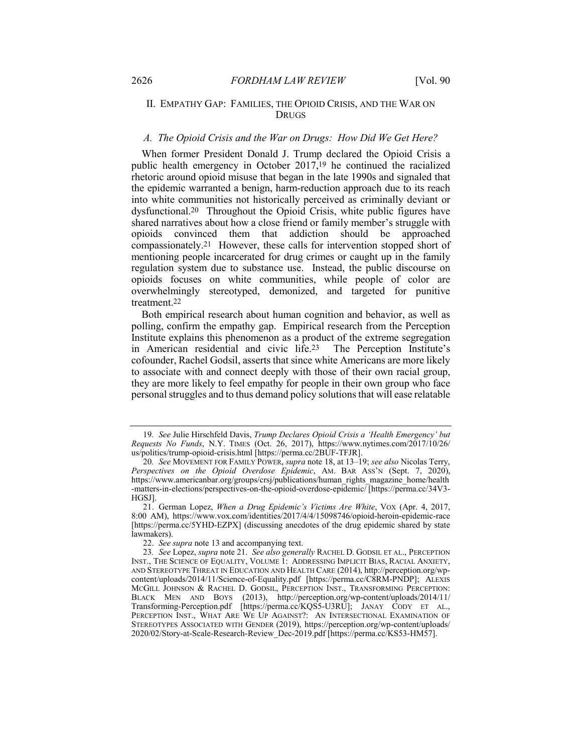## II. EMPATHY GAP: FAMILIES, THE OPIOID CRISIS, AND THE WAR ON DRUGS

### *A. The Opioid Crisis and the War on Drugs: How Did We Get Here?*

When former President Donald J. Trump declared the Opioid Crisis a public health emergency in October 2017,[19] he continued the racialized rhetoric around opioid misuse that began in the late 1990s and signaled that the epidemic warranted a benign, harm-reduction approach due to its reach into white communities not historically perceived as criminally deviant or dysfunctional.[20] Throughout the Opioid Crisis, white public figures have shared narratives about how a close friend or family member's struggle with opioids convinced them that addiction should be approached compassionately.[21] However, these calls for intervention stopped short of mentioning people incarcerated for drug crimes or caught up in the family regulation system due to substance use. Instead, the public discourse on opioids focuses on white communities, while people of color are overwhelmingly stereotyped, demonized, and targeted for punitive treatment.[22]

Both empirical research about human cognition and behavior, as well as polling, confirm the empathy gap. Empirical research from the Perception Institute explains this phenomenon as a product of the extreme segregation in American residential and civic life.[23] The Perception Institute's cofounder, Rachel Godsil, asserts that since white Americans are more likely to associate with and connect deeply with those of their own racial group, they are more likely to feel empathy for people in their own group who face personal struggles and to thus demand policy solutions that will ease relatable

---

19. *See* Julie Hirschfeld Davis, *Trump Declares Opioid Crisis a 'Health Emergency' but Requests No Funds*, N.Y. TIMES (Oct. 26, 2017), https://www.nytimes.com/2017/10/26/us/politics/trump-opioid-crisis.html [https://perma.cc/2BUF-TFJR].

20. *See* MOVEMENT FOR FAMILY POWER, *supra* note 18, at 13–19; *see also* Nicolas Terry, *Perspectives on the Opioid Overdose Epidemic*, AM. BAR ASS'N (Sept. 7, 2020), https://www.americanbar.org/groups/crsj/publications/human_rights_magazine_home/health-matters-in-elections/perspectives-on-the-opioid-overdose-epidemic/ [https://perma.cc/34V3-HGSJ].

21. German Lopez, *When a Drug Epidemic's Victims Are White*, VOX (Apr. 4, 2017, 8:00 AM), https://www.vox.com/identities/2017/4/4/15098746/opioid-heroin-epidemic-race [https://perma.cc/5YHD-EZPX] (discussing anecdotes of the drug epidemic shared by state lawmakers).

22. *See supra* note 13 and accompanying text.

23. *See* Lopez, *supra* note 21. *See also generally* RACHEL D. GODSIL ET AL., PERCEPTION INST., THE SCIENCE OF EQUALITY, VOLUME 1: ADDRESSING IMPLICIT BIAS, RACIAL ANXIETY, AND STEREOTYPE THREAT IN EDUCATION AND HEALTH CARE (2014), http://perception.org/wp-content/uploads/2014/11/Science-of-Equality.pdf [https://perma.cc/C8RM-PNDP]; ALEXIS MCGILL JOHNSON & RACHEL D. GODSIL, PERCEPTION INST., TRANSFORMING PERCEPTION: BLACK MEN AND BOYS (2013), http://perception.org/wp-content/uploads/2014/11/Transforming-Perception.pdf [https://perma.cc/KQS5-U3RU]; JANAY CODY ET AL., PERCEPTION INST., WHAT ARE WE UP AGAINST?: AN INTERSECTIONAL EXAMINATION OF STEREOTYPES ASSOCIATED WITH GENDER (2019), https://perception.org/wp-content/uploads/2020/02/Story-at-Scale-Research-Review_Dec-2019.pdf [https://perma.cc/KS53-HM57].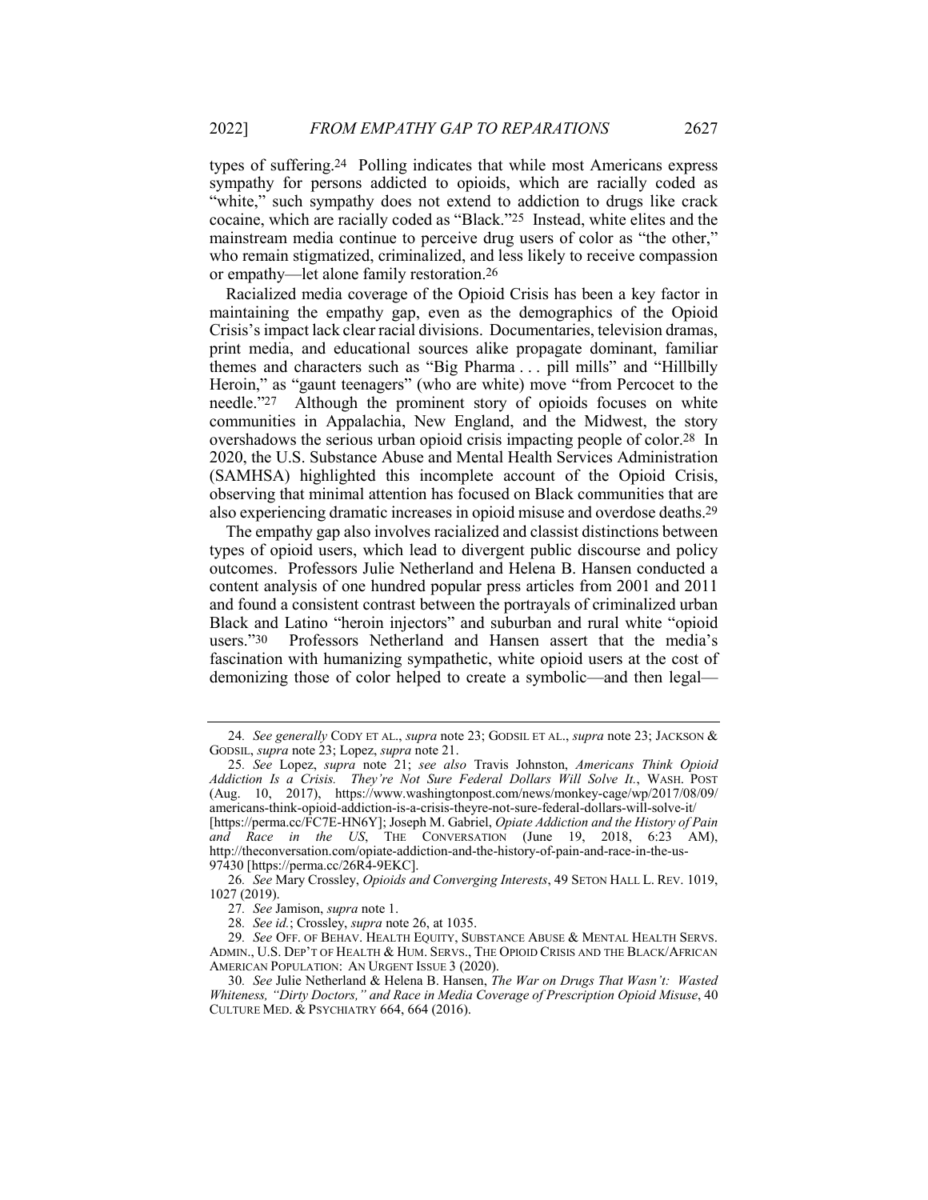types of suffering.[24] Polling indicates that while most Americans express sympathy for persons addicted to opioids, which are racially coded as "white," such sympathy does not extend to addiction to drugs like crack cocaine, which are racially coded as "Black."[25] Instead, white elites and the mainstream media continue to perceive drug users of color as "the other," who remain stigmatized, criminalized, and less likely to receive compassion or empathy—let alone family restoration.[26]

Racialized media coverage of the Opioid Crisis has been a key factor in maintaining the empathy gap, even as the demographics of the Opioid Crisis's impact lack clear racial divisions. Documentaries, television dramas, print media, and educational sources alike propagate dominant, familiar themes and characters such as "Big Pharma . . . pill mills" and "Hillbilly Heroin," as "gaunt teenagers" (who are white) move "from Percocet to the needle."[27] Although the prominent story of opioids focuses on white communities in Appalachia, New England, and the Midwest, the story overshadows the serious urban opioid crisis impacting people of color.[28] In 2020, the U.S. Substance Abuse and Mental Health Services Administration (SAMHSA) highlighted this incomplete account of the Opioid Crisis, observing that minimal attention has focused on Black communities that are also experiencing dramatic increases in opioid misuse and overdose deaths.[29]

The empathy gap also involves racialized and classist distinctions between types of opioid users, which lead to divergent public discourse and policy outcomes. Professors Julie Netherland and Helena B. Hansen conducted a content analysis of one hundred popular press articles from 2001 and 2011 and found a consistent contrast between the portrayals of criminalized urban Black and Latino "heroin injectors" and suburban and rural white "opioid users."[30] Professors Netherland and Hansen assert that the media's fascination with humanizing sympathetic, white opioid users at the cost of demonizing those of color helped to create a symbolic—and then legal—

---

24. *See generally* CODY ET AL., *supra* note 23; GODSIL ET AL., *supra* note 23; JACKSON & GODSIL, *supra* note 23; Lopez, *supra* note 21.

25. *See* Lopez, *supra* note 21; *see also* Travis Johnston, *Americans Think Opioid Addiction Is a Crisis. They're Not Sure Federal Dollars Will Solve It.*, WASH. POST (Aug. 10, 2017), https://www.washingtonpost.com/news/monkey-cage/wp/2017/08/09/americans-think-opioid-addiction-is-a-crisis-theyre-not-sure-federal-dollars-will-solve-it/ [https://perma.cc/FC7E-HN6Y]; Joseph M. Gabriel, *Opiate Addiction and the History of Pain and Race in the US*, THE CONVERSATION (June 19, 2018, 6:23 AM), http://theconversation.com/opiate-addiction-and-the-history-of-pain-and-race-in-the-us-97430 [https://perma.cc/26R4-9EKC].

26. *See* Mary Crossley, *Opioids and Converging Interests*, 49 SETON HALL L. REV. 1019, 1027 (2019).

27. *See* Jamison, *supra* note 1.

28. *See id.*; Crossley, *supra* note 26, at 1035.

29. *See* OFF. OF BEHAV. HEALTH EQUITY, SUBSTANCE ABUSE & MENTAL HEALTH SERVS. ADMIN., U.S. DEP'T OF HEALTH & HUM. SERVS., THE OPIOID CRISIS AND THE BLACK/AFRICAN AMERICAN POPULATION: AN URGENT ISSUE 3 (2020).

30. *See* Julie Netherland & Helena B. Hansen, *The War on Drugs That Wasn't: Wasted Whiteness, "Dirty Doctors," and Race in Media Coverage of Prescription Opioid Misuse*, 40 CULTURE MED. & PSYCHIATRY 664, 664 (2016).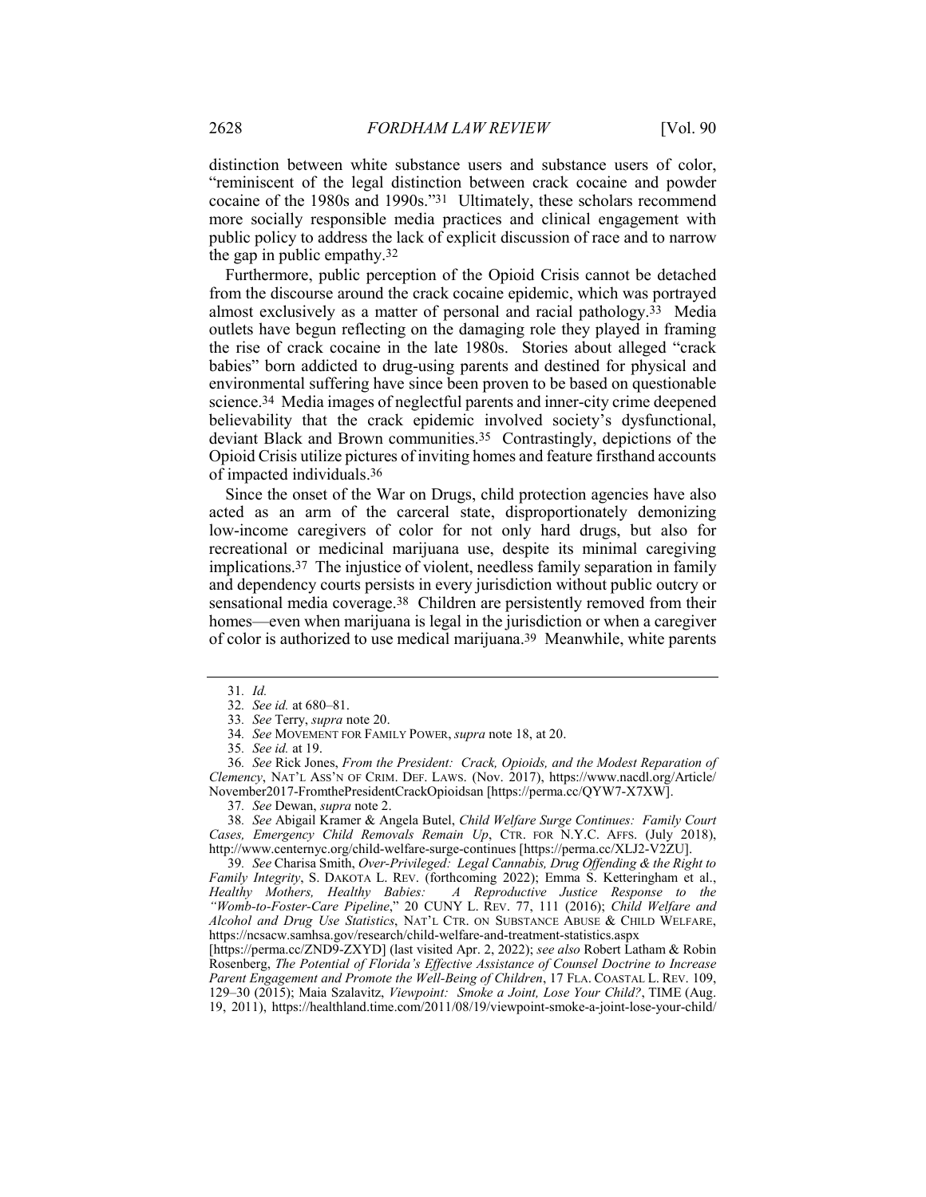distinction between white substance users and substance users of color, "reminiscent of the legal distinction between crack cocaine and powder cocaine of the 1980s and 1990s."[31] Ultimately, these scholars recommend more socially responsible media practices and clinical engagement with public policy to address the lack of explicit discussion of race and to narrow the gap in public empathy.[32]

Furthermore, public perception of the Opioid Crisis cannot be detached from the discourse around the crack cocaine epidemic, which was portrayed almost exclusively as a matter of personal and racial pathology.[33] Media outlets have begun reflecting on the damaging role they played in framing the rise of crack cocaine in the late 1980s. Stories about alleged "crack babies" born addicted to drug-using parents and destined for physical and environmental suffering have since been proven to be based on questionable science.[34] Media images of neglectful parents and inner-city crime deepened believability that the crack epidemic involved society's dysfunctional, deviant Black and Brown communities.[35] Contrastingly, depictions of the Opioid Crisis utilize pictures of inviting homes and feature firsthand accounts of impacted individuals.[36]

Since the onset of the War on Drugs, child protection agencies have also acted as an arm of the carceral state, disproportionately demonizing low-income caregivers of color for not only hard drugs, but also for recreational or medicinal marijuana use, despite its minimal caregiving implications.[37] The injustice of violent, needless family separation in family and dependency courts persists in every jurisdiction without public outcry or sensational media coverage.[38] Children are persistently removed from their homes—even when marijuana is legal in the jurisdiction or when a caregiver of color is authorized to use medical marijuana.[39] Meanwhile, white parents

---

31. *Id.*

32. *See id.* at 680–81.

33. *See* Terry, *supra* note 20.

34. *See* MOVEMENT FOR FAMILY POWER, *supra* note 18, at 20.

35. *See id.* at 19.

36. *See* Rick Jones, *From the President: Crack, Opioids, and the Modest Reparation of Clemency*, NAT'L ASS'N OF CRIM. DEF. LAWS. (Nov. 2017), https://www.nacdl.org/Article/November2017-FromthePresidentCrackOpioidsan [https://perma.cc/QYW7-X7XW].

37. *See* Dewan, *supra* note 2.

38. *See* Abigail Kramer & Angela Butel, *Child Welfare Surge Continues: Family Court Cases, Emergency Child Removals Remain Up*, CTR. FOR N.Y.C. AFFS. (July 2018), http://www.centernyc.org/child-welfare-surge-continues [https://perma.cc/XLJ2-V2ZU].

39. *See* Charisa Smith, *Over-Privileged: Legal Cannabis, Drug Offending & the Right to Family Integrity*, S. DAKOTA L. REV. (forthcoming 2022); Emma S. Ketteringham et al., *Healthy Mothers, Healthy Babies: A Reproductive Justice Response to the "Womb-to-Foster-Care Pipeline*," 20 CUNY L. REV. 77, 111 (2016); *Child Welfare and Alcohol and Drug Use Statistics*, NAT'L CTR. ON SUBSTANCE ABUSE & CHILD WELFARE, https://ncsacw.samhsa.gov/research/child-welfare-and-treatment-statistics.aspx [https://perma.cc/ZND9-ZXYD] (last visited Apr. 2, 2022); *see also* Robert Latham & Robin Rosenberg, *The Potential of Florida's Effective Assistance of Counsel Doctrine to Increase Parent Engagement and Promote the Well-Being of Children*, 17 FLA. COASTAL L. REV. 109, 129–30 (2015); Maia Szalavitz, *Viewpoint: Smoke a Joint, Lose Your Child?*, TIME (Aug. 19, 2011), https://healthland.time.com/2011/08/19/viewpoint-smoke-a-joint-lose-your-child/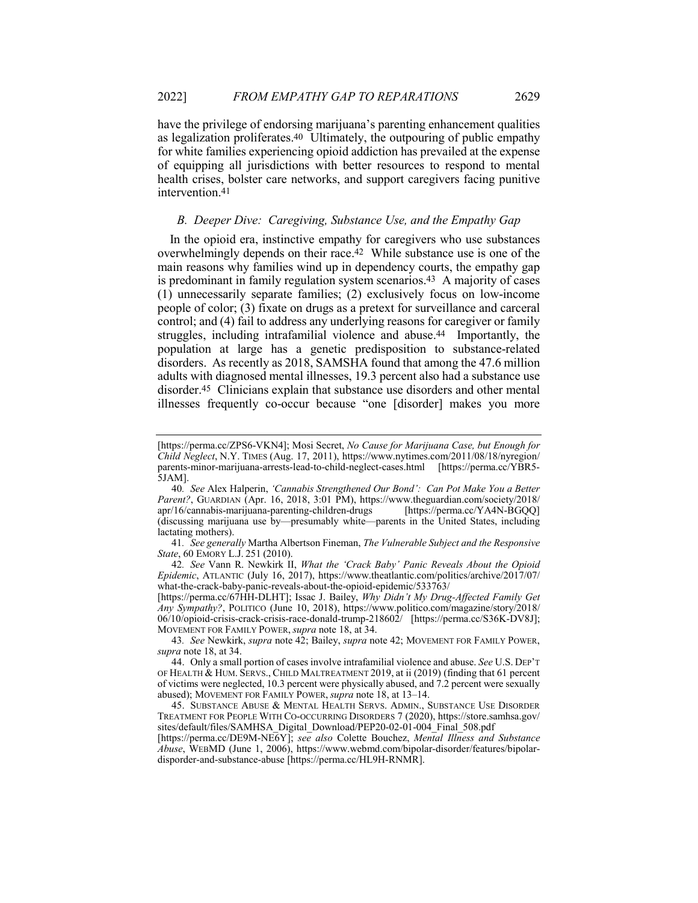have the privilege of endorsing marijuana's parenting enhancement qualities as legalization proliferates.[40] Ultimately, the outpouring of public empathy for white families experiencing opioid addiction has prevailed at the expense of equipping all jurisdictions with better resources to respond to mental health crises, bolster care networks, and support caregivers facing punitive intervention.[41]

### *B. Deeper Dive: Caregiving, Substance Use, and the Empathy Gap*

In the opioid era, instinctive empathy for caregivers who use substances overwhelmingly depends on their race.[42] While substance use is one of the main reasons why families wind up in dependency courts, the empathy gap is predominant in family regulation system scenarios.[43] A majority of cases (1) unnecessarily separate families; (2) exclusively focus on low-income people of color; (3) fixate on drugs as a pretext for surveillance and carceral control; and (4) fail to address any underlying reasons for caregiver or family struggles, including intrafamilial violence and abuse.[44] Importantly, the population at large has a genetic predisposition to substance-related disorders. As recently as 2018, SAMSHA found that among the 47.6 million adults with diagnosed mental illnesses, 19.3 percent also had a substance use disorder.[45] Clinicians explain that substance use disorders and other mental illnesses frequently co-occur because "one [disorder] makes you more

---

[https://perma.cc/ZPS6-VKN4]; Mosi Secret, *No Cause for Marijuana Case, but Enough for Child Neglect*, N.Y. TIMES (Aug. 17, 2011), https://www.nytimes.com/2011/08/18/nyregion/parents-minor-marijuana-arrests-lead-to-child-neglect-cases.html [https://perma.cc/YBR5-5JAM].

40. *See* Alex Halperin, *'Cannabis Strengthened Our Bond': Can Pot Make You a Better Parent?*, GUARDIAN (Apr. 16, 2018, 3:01 PM), https://www.theguardian.com/society/2018/apr/16/cannabis-marijuana-parenting-children-drugs [https://perma.cc/YA4N-BGQQ] (discussing marijuana use by—presumably white—parents in the United States, including lactating mothers).

41. *See generally* Martha Albertson Fineman, *The Vulnerable Subject and the Responsive State*, 60 EMORY L.J. 251 (2010).

42. *See* Vann R. Newkirk II, *What the 'Crack Baby' Panic Reveals About the Opioid Epidemic*, ATLANTIC (July 16, 2017), https://www.theatlantic.com/politics/archive/2017/07/what-the-crack-baby-panic-reveals-about-the-opioid-epidemic/533763/ [https://perma.cc/67HH-DLHT]; Issac J. Bailey, *Why Didn't My Drug-Affected Family Get Any Sympathy?*, POLITICO (June 10, 2018), https://www.politico.com/magazine/story/2018/06/10/opioid-crisis-crack-crisis-race-donald-trump-218602/ [https://perma.cc/S36K-DV8J]; MOVEMENT FOR FAMILY POWER, *supra* note 18, at 34.

43. *See* Newkirk, *supra* note 42; Bailey, *supra* note 42; MOVEMENT FOR FAMILY POWER, *supra* note 18, at 34.

44. Only a small portion of cases involve intrafamilial violence and abuse. *See* U.S. DEP'T OF HEALTH & HUM. SERVS., CHILD MALTREATMENT 2019, at ii (2019) (finding that 61 percent of victims were neglected, 10.3 percent were physically abused, and 7.2 percent were sexually abused); MOVEMENT FOR FAMILY POWER, *supra* note 18, at 13–14.

45. SUBSTANCE ABUSE & MENTAL HEALTH SERVS. ADMIN., SUBSTANCE USE DISORDER TREATMENT FOR PEOPLE WITH CO-OCCURRING DISORDERS 7 (2020), https://store.samhsa.gov/sites/default/files/SAMHSA_Digital_Download/PEP20-02-01-004_Final_508.pdf [https://perma.cc/DE9M-NE6Y]; *see also* Colette Bouchez, *Mental Illness and Substance Abuse*, WEBMD (June 1, 2006), https://www.webmd.com/bipolar-disorder/features/bipolar-disorder-and-substance-abuse [https://perma.cc/HL9H-RNMR].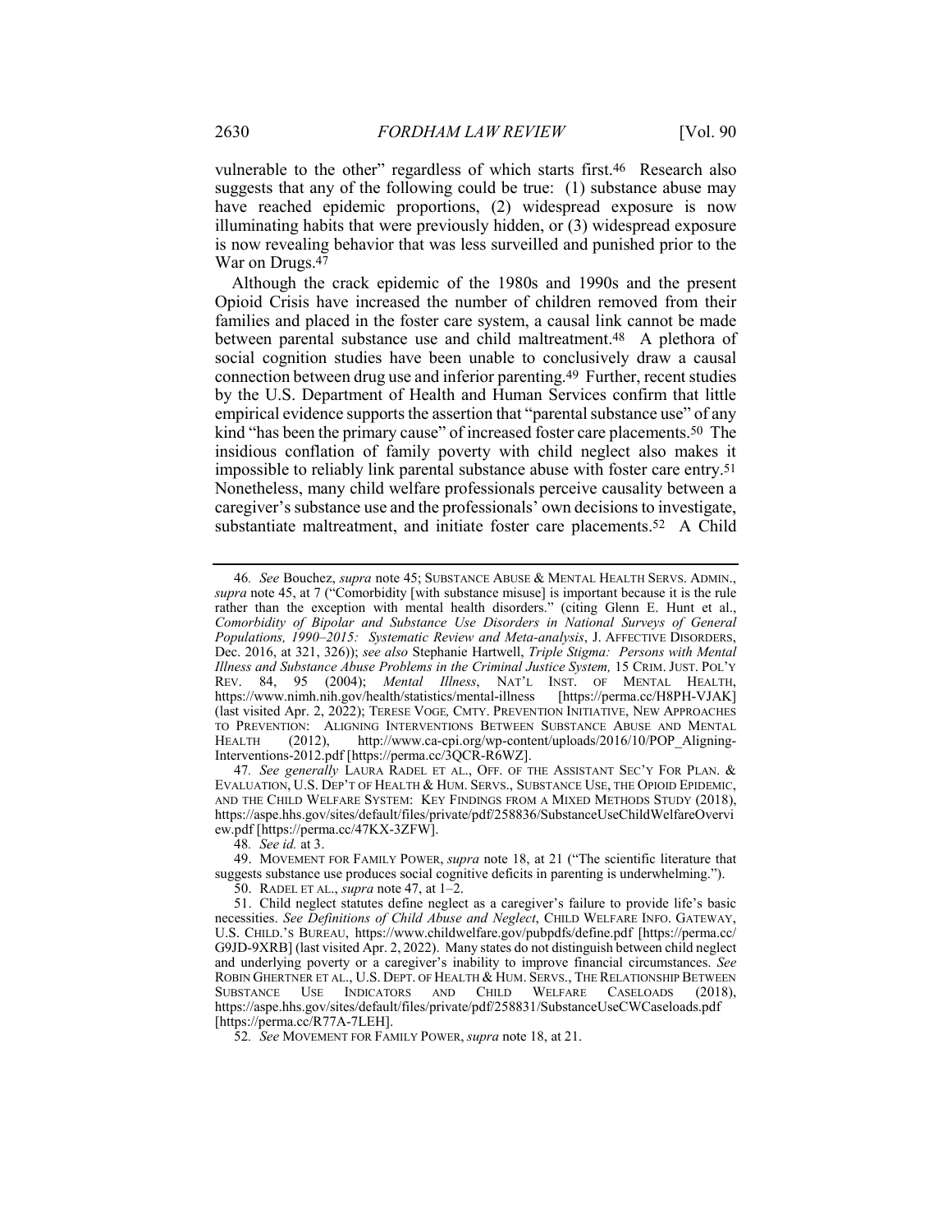vulnerable to the other" regardless of which starts first.[46] Research also suggests that any of the following could be true: (1) substance abuse may have reached epidemic proportions, (2) widespread exposure is now illuminating habits that were previously hidden, or (3) widespread exposure is now revealing behavior that was less surveilled and punished prior to the War on Drugs.[47]

Although the crack epidemic of the 1980s and 1990s and the present Opioid Crisis have increased the number of children removed from their families and placed in the foster care system, a causal link cannot be made between parental substance use and child maltreatment.[48] A plethora of social cognition studies have been unable to conclusively draw a causal connection between drug use and inferior parenting.[49] Further, recent studies by the U.S. Department of Health and Human Services confirm that little empirical evidence supports the assertion that "parental substance use" of any kind "has been the primary cause" of increased foster care placements.[50] The insidious conflation of family poverty with child neglect also makes it impossible to reliably link parental substance abuse with foster care entry.[51] Nonetheless, many child welfare professionals perceive causality between a caregiver's substance use and the professionals' own decisions to investigate, substantiate maltreatment, and initiate foster care placements.[52] A Child

---

46. *See* Bouchez, *supra* note 45; SUBSTANCE ABUSE & MENTAL HEALTH SERVS. ADMIN., *supra* note 45, at 7 ("Comorbidity [with substance misuse] is important because it is the rule rather than the exception with mental health disorders." (citing Glenn E. Hunt et al., *Comorbidity of Bipolar and Substance Use Disorders in National Surveys of General Populations, 1990–2015: Systematic Review and Meta-analysis*, J. AFFECTIVE DISORDERS, Dec. 2016, at 321, 326)); *see also* Stephanie Hartwell, *Triple Stigma: Persons with Mental Illness and Substance Abuse Problems in the Criminal Justice System,* 15 CRIM. JUST. POL'Y REV. 84, 95 (2004); *Mental Illness*, NAT'L INST. OF MENTAL HEALTH, https://www.nimh.nih.gov/health/statistics/mental-illness [https://perma.cc/H8PH-VJAK] (last visited Apr. 2, 2022); TERESE VOGE, CMTY. PREVENTION INITIATIVE, NEW APPROACHES TO PREVENTION: ALIGNING INTERVENTIONS BETWEEN SUBSTANCE ABUSE AND MENTAL HEALTH (2012), http://www.ca-cpi.org/wp-content/uploads/2016/10/POP_Aligning-Interventions-2012.pdf [https://perma.cc/3QCR-R6WZ].

47. *See generally* LAURA RADEL ET AL., OFF. OF THE ASSISTANT SEC'Y FOR PLAN. & EVALUATION, U.S. DEP'T OF HEALTH & HUM. SERVS., SUBSTANCE USE, THE OPIOID EPIDEMIC, AND THE CHILD WELFARE SYSTEM: KEY FINDINGS FROM A MIXED METHODS STUDY (2018), https://aspe.hhs.gov/sites/default/files/private/pdf/258836/SubstanceUseChildWelfareOverview.pdf [https://perma.cc/47KX-3ZFW].

48. *See id.* at 3.

49. MOVEMENT FOR FAMILY POWER, *supra* note 18, at 21 ("The scientific literature that suggests substance use produces social cognitive deficits in parenting is underwhelming.").

50. RADEL ET AL., *supra* note 47, at 1–2.

51. Child neglect statutes define neglect as a caregiver's failure to provide life's basic necessities. *See Definitions of Child Abuse and Neglect*, CHILD WELFARE INFO. GATEWAY, U.S. CHILD.'S BUREAU, https://www.childwelfare.gov/pubpdfs/define.pdf [https://perma.cc/G9JD-9XRB] (last visited Apr. 2, 2022). Many states do not distinguish between child neglect and underlying poverty or a caregiver's inability to improve financial circumstances. *See* ROBIN GHERTNER ET AL., U.S. DEPT. OF HEALTH & HUM. SERVS., THE RELATIONSHIP BETWEEN SUBSTANCE USE INDICATORS AND CHILD WELFARE CASELOADS (2018), https://aspe.hhs.gov/sites/default/files/private/pdf/258831/SubstanceUseCWCaseloads.pdf [https://perma.cc/R77A-7LEH].

52. *See* MOVEMENT FOR FAMILY POWER, *supra* note 18, at 21.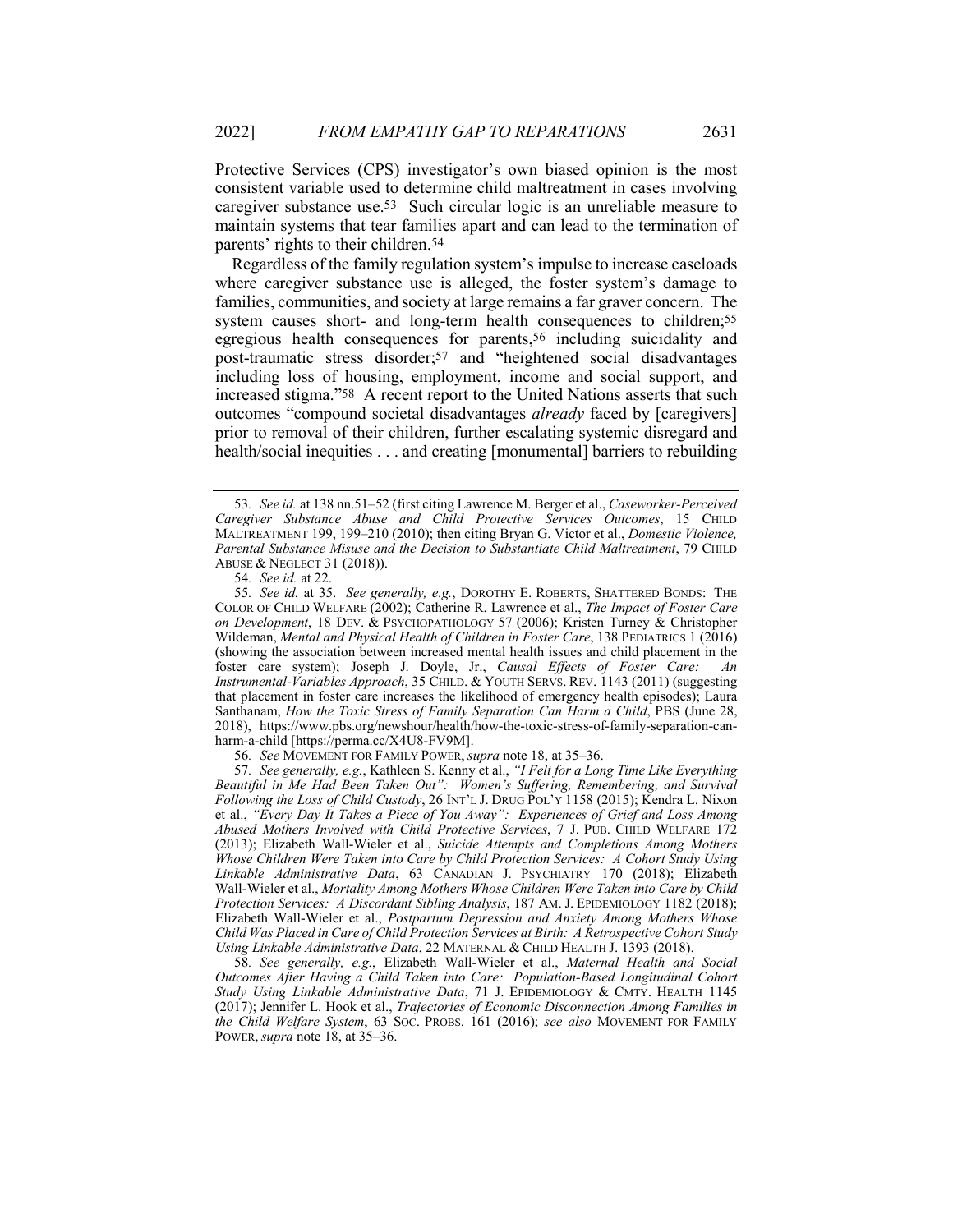Protective Services (CPS) investigator's own biased opinion is the most consistent variable used to determine child maltreatment in cases involving caregiver substance use.[53] Such circular logic is an unreliable measure to maintain systems that tear families apart and can lead to the termination of parents' rights to their children.[54]

Regardless of the family regulation system's impulse to increase caseloads where caregiver substance use is alleged, the foster system's damage to families, communities, and society at large remains a far graver concern. The system causes short- and long-term health consequences to children;[55] egregious health consequences for parents,[56] including suicidality and post-traumatic stress disorder;[57] and "heightened social disadvantages including loss of housing, employment, income and social support, and increased stigma."[58] A recent report to the United Nations asserts that such outcomes "compound societal disadvantages *already* faced by [caregivers] prior to removal of their children, further escalating systemic disregard and health/social inequities . . . and creating [monumental] barriers to rebuilding

---

53. *See id.* at 138 nn.51–52 (first citing Lawrence M. Berger et al., *Caseworker-Perceived Caregiver Substance Abuse and Child Protective Services Outcomes*, 15 CHILD MALTREATMENT 199, 199–210 (2010); then citing Bryan G. Victor et al., *Domestic Violence, Parental Substance Misuse and the Decision to Substantiate Child Maltreatment*, 79 CHILD ABUSE & NEGLECT 31 (2018)).

54. *See id.* at 22.

55. *See id.* at 35. *See generally, e.g.*, DOROTHY E. ROBERTS, SHATTERED BONDS: THE COLOR OF CHILD WELFARE (2002); Catherine R. Lawrence et al., *The Impact of Foster Care on Development*, 18 DEV. & PSYCHOPATHOLOGY 57 (2006); Kristen Turney & Christopher Wildeman, *Mental and Physical Health of Children in Foster Care*, 138 PEDIATRICS 1 (2016) (showing the association between increased mental health issues and child placement in the foster care system); Joseph J. Doyle, Jr., *Causal Effects of Foster Care: An Instrumental-Variables Approach*, 35 CHILD. & YOUTH SERVS. REV. 1143 (2011) (suggesting that placement in foster care increases the likelihood of emergency health episodes); Laura Santhanam, *How the Toxic Stress of Family Separation Can Harm a Child*, PBS (June 28, 2018), https://www.pbs.org/newshour/health/how-the-toxic-stress-of-family-separation-can-harm-a-child [https://perma.cc/X4U8-FV9M].

56. *See* MOVEMENT FOR FAMILY POWER, *supra* note 18, at 35–36.

57. *See generally, e.g.*, Kathleen S. Kenny et al., *"I Felt for a Long Time Like Everything Beautiful in Me Had Been Taken Out": Women's Suffering, Remembering, and Survival Following the Loss of Child Custody*, 26 INT'L J. DRUG POL'Y 1158 (2015); Kendra L. Nixon et al., *"Every Day It Takes a Piece of You Away": Experiences of Grief and Loss Among Abused Mothers Involved with Child Protective Services*, 7 J. PUB. CHILD WELFARE 172 (2013); Elizabeth Wall-Wieler et al., *Suicide Attempts and Completions Among Mothers Whose Children Were Taken into Care by Child Protection Services: A Cohort Study Using Linkable Administrative Data*, 63 CANADIAN J. PSYCHIATRY 170 (2018); Elizabeth Wall-Wieler et al., *Mortality Among Mothers Whose Children Were Taken into Care by Child Protection Services: A Discordant Sibling Analysis*, 187 AM. J. EPIDEMIOLOGY 1182 (2018); Elizabeth Wall-Wieler et al., *Postpartum Depression and Anxiety Among Mothers Whose Child Was Placed in Care of Child Protection Services at Birth: A Retrospective Cohort Study Using Linkable Administrative Data*, 22 MATERNAL & CHILD HEALTH J. 1393 (2018).

58. *See generally, e.g.*, Elizabeth Wall-Wieler et al., *Maternal Health and Social Outcomes After Having a Child Taken into Care: Population-Based Longitudinal Cohort Study Using Linkable Administrative Data*, 71 J. EPIDEMIOLOGY & CMTY. HEALTH 1145 (2017); Jennifer L. Hook et al., *Trajectories of Economic Disconnection Among Families in the Child Welfare System*, 63 SOC. PROBS. 161 (2016); *see also* MOVEMENT FOR FAMILY POWER, *supra* note 18, at 35–36.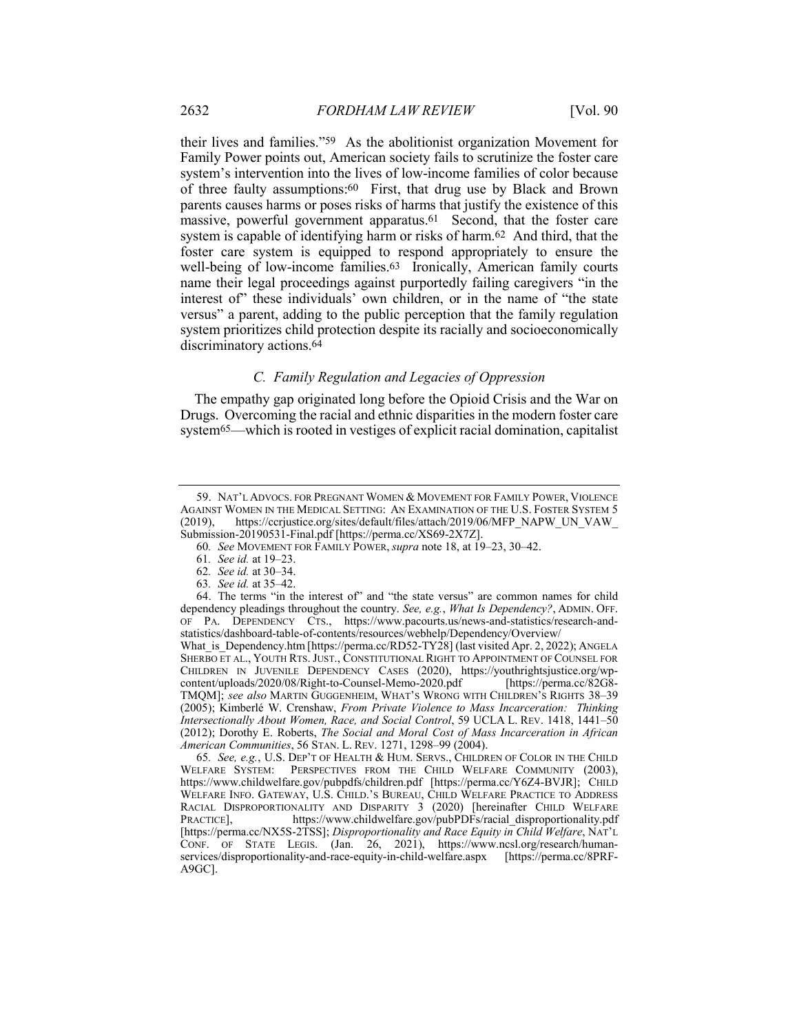their lives and families."[59] As the abolitionist organization Movement for Family Power points out, American society fails to scrutinize the foster care system's intervention into the lives of low-income families of color because of three faulty assumptions:[60] First, that drug use by Black and Brown parents causes harms or poses risks of harms that justify the existence of this massive, powerful government apparatus.[61] Second, that the foster care system is capable of identifying harm or risks of harm.[62] And third, that the foster care system is equipped to respond appropriately to ensure the well-being of low-income families.[63] Ironically, American family courts name their legal proceedings against purportedly failing caregivers "in the interest of" these individuals' own children, or in the name of "the state versus" a parent, adding to the public perception that the family regulation system prioritizes child protection despite its racially and socioeconomically discriminatory actions.[64]

### *C. Family Regulation and Legacies of Oppression*

The empathy gap originated long before the Opioid Crisis and the War on Drugs. Overcoming the racial and ethnic disparities in the modern foster care system[65]—which is rooted in vestiges of explicit racial domination, capitalist

---

59. NAT'L ADVOCS. FOR PREGNANT WOMEN & MOVEMENT FOR FAMILY POWER, VIOLENCE AGAINST WOMEN IN THE MEDICAL SETTING: AN EXAMINATION OF THE U.S. FOSTER SYSTEM 5 (2019), https://ccrjustice.org/sites/default/files/attach/2019/06/MFP_NAPW_UN_VAW_Submission-20190531-Final.pdf [https://perma.cc/XS69-2X7Z].

60. *See* MOVEMENT FOR FAMILY POWER, *supra* note 18, at 19–23, 30–42.

61. *See id.* at 19–23.

62. *See id.* at 30–34.

63. *See id.* at 35–42.

64. The terms "in the interest of" and "the state versus" are common names for child dependency pleadings throughout the country. *See, e.g.*, *What Is Dependency?*, ADMIN. OFF. OF PA. DEPENDENCY CTS., https://www.pacourts.us/news-and-statistics/research-and-statistics/dashboard-table-of-contents/resources/webhelp/Dependency/Overview/What_is_Dependency.htm [https://perma.cc/RD52-TY28] (last visited Apr. 2, 2022); ANGELA SHERBO ET AL., YOUTH RTS. JUST., CONSTITUTIONAL RIGHT TO APPOINTMENT OF COUNSEL FOR CHILDREN IN JUVENILE DEPENDENCY CASES (2020), https://youthrightsjustice.org/wp-content/uploads/2020/08/Right-to-Counsel-Memo-2020.pdf [https://perma.cc/82G8-TMQM]; *see also* MARTIN GUGGENHEIM, WHAT'S WRONG WITH CHILDREN'S RIGHTS 38–39 (2005); Kimberlé W. Crenshaw, *From Private Violence to Mass Incarceration: Thinking Intersectionally About Women, Race, and Social Control*, 59 UCLA L. REV. 1418, 1441–50 (2012); Dorothy E. Roberts, *The Social and Moral Cost of Mass Incarceration in African American Communities*, 56 STAN. L. REV. 1271, 1298–99 (2004).

65. *See, e.g.*, U.S. DEP'T OF HEALTH & HUM. SERVS., CHILDREN OF COLOR IN THE CHILD WELFARE SYSTEM: PERSPECTIVES FROM THE CHILD WELFARE COMMUNITY (2003), https://www.childwelfare.gov/pubpdfs/children.pdf [https://perma.cc/Y6Z4-BVJR]; CHILD WELFARE INFO. GATEWAY, U.S. CHILD.'S BUREAU, CHILD WELFARE PRACTICE TO ADDRESS RACIAL DISPROPORTIONALITY AND DISPARITY 3 (2020) [hereinafter CHILD WELFARE PRACTICE], https://www.childwelfare.gov/pubPDFs/racial_disproportionality.pdf [https://perma.cc/NX5S-2TSS]; *Disproportionality and Race Equity in Child Welfare*, NAT'L CONF. OF STATE LEGIS. (Jan. 26, 2021), https://www.ncsl.org/research/human-services/disproportionality-and-race-equity-in-child-welfare.aspx [https://perma.cc/8PRF-A9GC].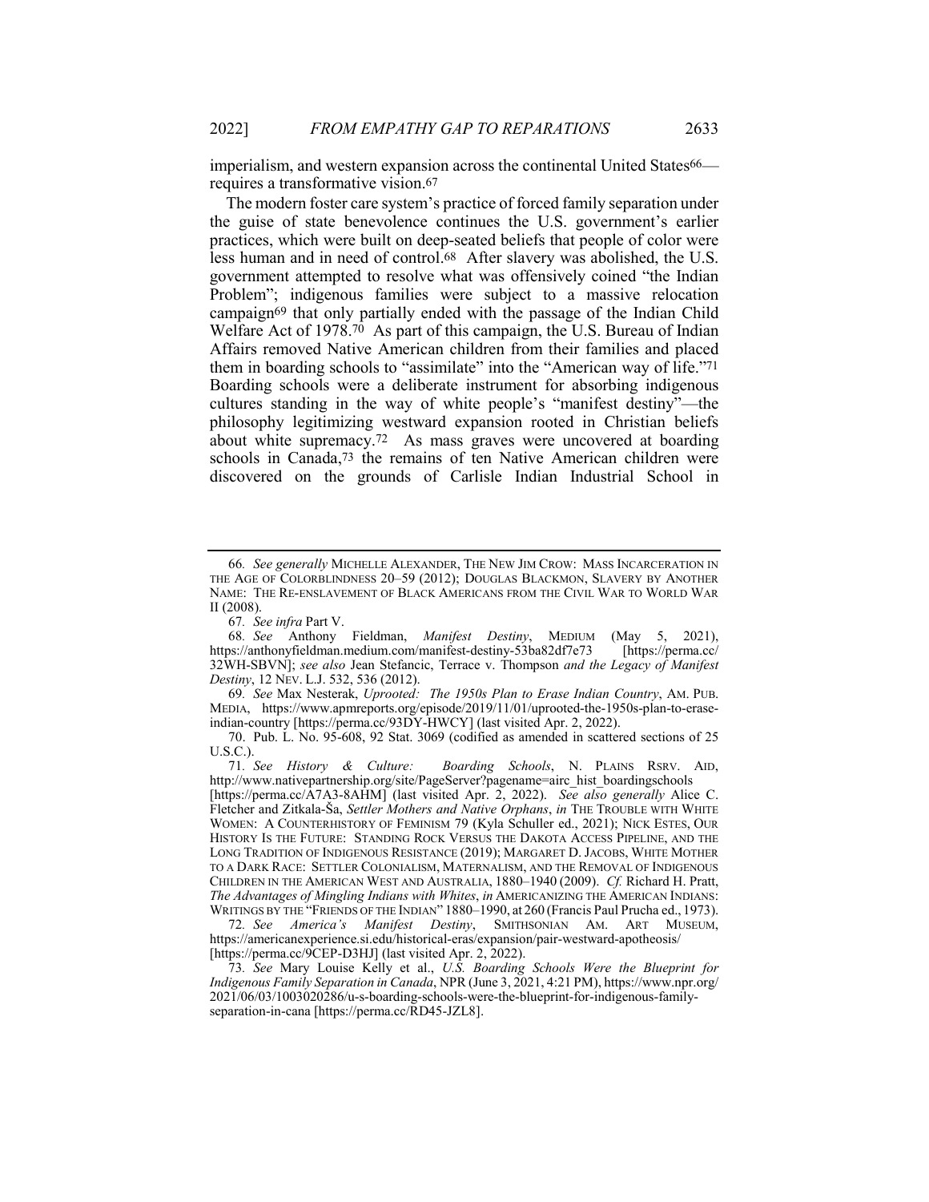imperialism, and western expansion across the continental United States[66]—requires a transformative vision.[67]

The modern foster care system's practice of forced family separation under the guise of state benevolence continues the U.S. government's earlier practices, which were built on deep-seated beliefs that people of color were less human and in need of control.[68] After slavery was abolished, the U.S. government attempted to resolve what was offensively coined "the Indian Problem"; indigenous families were subject to a massive relocation campaign[69] that only partially ended with the passage of the Indian Child Welfare Act of 1978.[70] As part of this campaign, the U.S. Bureau of Indian Affairs removed Native American children from their families and placed them in boarding schools to "assimilate" into the "American way of life."[71] Boarding schools were a deliberate instrument for absorbing indigenous cultures standing in the way of white people's "manifest destiny"—the philosophy legitimizing westward expansion rooted in Christian beliefs about white supremacy.[72] As mass graves were uncovered at boarding schools in Canada,[73] the remains of ten Native American children were discovered on the grounds of Carlisle Indian Industrial School in

---

66. *See generally* MICHELLE ALEXANDER, THE NEW JIM CROW: MASS INCARCERATION IN THE AGE OF COLORBLINDNESS 20–59 (2012); DOUGLAS BLACKMON, SLAVERY BY ANOTHER NAME: THE RE-ENSLAVEMENT OF BLACK AMERICANS FROM THE CIVIL WAR TO WORLD WAR II (2008).

67. *See infra* Part V.

68. *See* Anthony Fieldman, *Manifest Destiny*, MEDIUM (May 5, 2021), https://anthonyfieldman.medium.com/manifest-destiny-53ba82df7e73 [https://perma.cc/32WH-SBVN]; *see also* Jean Stefancic, Terrace v. Thompson *and the Legacy of Manifest Destiny*, 12 NEV. L.J. 532, 536 (2012).

69. *See* Max Nesterak, *Uprooted: The 1950s Plan to Erase Indian Country*, AM. PUB. MEDIA, https://www.apmreports.org/episode/2019/11/01/uprooted-the-1950s-plan-to-erase-indian-country [https://perma.cc/93DY-HWCY] (last visited Apr. 2, 2022).

70. Pub. L. No. 95-608, 92 Stat. 3069 (codified as amended in scattered sections of 25 U.S.C.).

71. *See History & Culture: Boarding Schools*, N. PLAINS RSRV. AID, http://www.nativepartnership.org/site/PageServer?pagename=airc_hist_boardingschools [https://perma.cc/A7A3-8AHM] (last visited Apr. 2, 2022). *See also generally* Alice C. Fletcher and Zitkala-Ša, *Settler Mothers and Native Orphans*, *in* THE TROUBLE WITH WHITE WOMEN: A COUNTERHISTORY OF FEMINISM 79 (Kyla Schuller ed., 2021); NICK ESTES, OUR HISTORY IS THE FUTURE: STANDING ROCK VERSUS THE DAKOTA ACCESS PIPELINE, AND THE LONG TRADITION OF INDIGENOUS RESISTANCE (2019); MARGARET D. JACOBS, WHITE MOTHER TO A DARK RACE: SETTLER COLONIALISM, MATERNALISM, AND THE REMOVAL OF INDIGENOUS CHILDREN IN THE AMERICAN WEST AND AUSTRALIA, 1880–1940 (2009). *Cf.* Richard H. Pratt, *The Advantages of Mingling Indians with Whites*, *in* AMERICANIZING THE AMERICAN INDIANS: WRITINGS BY THE "FRIENDS OF THE INDIAN" 1880–1990, at 260 (Francis Paul Prucha ed., 1973).

72. *See America's Manifest Destiny*, SMITHSONIAN AM. ART MUSEUM, https://americanexperience.si.edu/historical-eras/expansion/pair-westward-apotheosis/ [https://perma.cc/9CEP-D3HJ] (last visited Apr. 2, 2022).

73. *See* Mary Louise Kelly et al., *U.S. Boarding Schools Were the Blueprint for Indigenous Family Separation in Canada*, NPR (June 3, 2021, 4:21 PM), https://www.npr.org/2021/06/03/1003020286/u-s-boarding-schools-were-the-blueprint-for-indigenous-family-separation-in-cana [https://perma.cc/RD45-JZL8].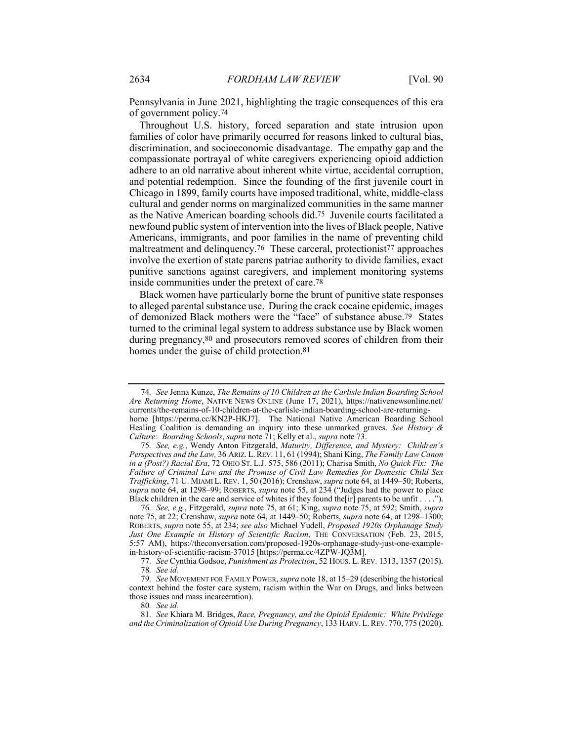Pennsylvania in June 2021, highlighting the tragic consequences of this era of government policy.[74]

Throughout U.S. history, forced separation and state intrusion upon families of color have primarily occurred for reasons linked to cultural bias, discrimination, and socioeconomic disadvantage. The empathy gap and the compassionate portrayal of white caregivers experiencing opioid addiction adhere to an old narrative about inherent white virtue, accidental corruption, and potential redemption. Since the founding of the first juvenile court in Chicago in 1899, family courts have imposed traditional, white, middle-class cultural and gender norms on marginalized communities in the same manner as the Native American boarding schools did.[75] Juvenile courts facilitated a newfound public system of intervention into the lives of Black people, Native Americans, immigrants, and poor families in the name of preventing child maltreatment and delinquency.[76] These carceral, protectionist[77] approaches involve the exertion of state parens patriae authority to divide families, exact punitive sanctions against caregivers, and implement monitoring systems inside communities under the pretext of care.[78]

Black women have particularly borne the brunt of punitive state responses to alleged parental substance use. During the crack cocaine epidemic, images of demonized Black mothers were the "face" of substance abuse.[79] States turned to the criminal legal system to address substance use by Black women during pregnancy,[80] and prosecutors removed scores of children from their homes under the guise of child protection.[81]

---

74. *See* Jenna Kunze, *The Remains of 10 Children at the Carlisle Indian Boarding School Are Returning Home*, NATIVE NEWS ONLINE (June 17, 2021), https://nativenewsonline.net/currents/the-remains-of-10-children-at-the-carlisle-indian-boarding-school-are-returning-home [https://perma.cc/KN2P-HKJ7]. The National Native American Boarding School Healing Coalition is demanding an inquiry into these unmarked graves. *See History & Culture: Boarding Schools*, *supra* note 71; Kelly et al., *supra* note 73.

75. *See, e.g.*, Wendy Anton Fitzgerald, *Maturity, Difference, and Mystery: Children's Perspectives and the Law*, 36 ARIZ. L. REV. 11, 61 (1994); Shani King, *The Family Law Canon in a (Post?) Racial Era*, 72 OHIO ST. L.J. 575, 586 (2011); Charisa Smith, *No Quick Fix: The Failure of Criminal Law and the Promise of Civil Law Remedies for Domestic Child Sex Trafficking*, 71 U. MIAMI L. REV. 1, 50 (2016); Crenshaw, *supra* note 64, at 1449–50; Roberts, *supra* note 64, at 1298–99; ROBERTS, *supra* note 55, at 234 ("Judges had the power to place Black children in the care and service of whites if they found the[ir] parents to be unfit . . . .").

76. *See, e.g.*, Fitzgerald, *supra* note 75, at 61; King, *supra* note 75, at 592; Smith, *supra* note 75, at 22; Crenshaw, *supra* note 64, at 1449–50; Roberts, *supra* note 64, at 1298–1300; ROBERTS, *supra* note 55, at 234; *see also* Michael Yudell, *Proposed 1920s Orphanage Study Just One Example in History of Scientific Racism*, THE CONVERSATION (Feb. 23, 2015, 5:57 AM), https://theconversation.com/proposed-1920s-orphanage-study-just-one-example-in-history-of-scientific-racism-37015 [https://perma.cc/4ZPW-JQ3M].

77. *See* Cynthia Godsoe, *Punishment as Protection*, 52 HOUS. L. REV. 1313, 1357 (2015).

78. *See id.*

79. *See* MOVEMENT FOR FAMILY POWER, *supra* note 18, at 15–29 (describing the historical context behind the foster care system, racism within the War on Drugs, and links between those issues and mass incarceration).

80. *See id.*

81. *See* Khiara M. Bridges, *Race, Pregnancy, and the Opioid Epidemic: White Privilege and the Criminalization of Opioid Use During Pregnancy*, 133 HARV. L. REV. 770, 775 (2020).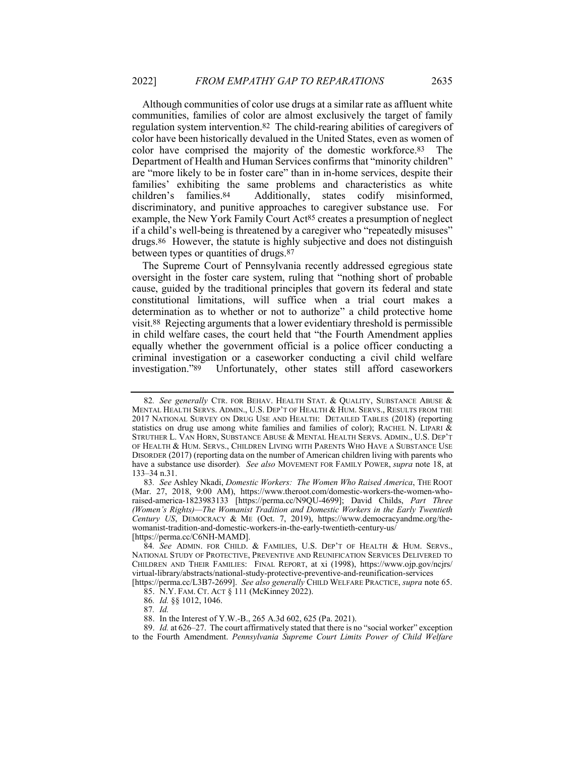Although communities of color use drugs at a similar rate as affluent white communities, families of color are almost exclusively the target of family regulation system intervention.[82] The child-rearing abilities of caregivers of color have been historically devalued in the United States, even as women of color have comprised the majority of the domestic workforce.[83] The Department of Health and Human Services confirms that "minority children" are "more likely to be in foster care" than in in-home services, despite their families' exhibiting the same problems and characteristics as white children's families.[84] Additionally, states codify misinformed, discriminatory, and punitive approaches to caregiver substance use. For example, the New York Family Court Act[85] creates a presumption of neglect if a child's well-being is threatened by a caregiver who "repeatedly misuses" drugs.[86] However, the statute is highly subjective and does not distinguish between types or quantities of drugs.[87]

The Supreme Court of Pennsylvania recently addressed egregious state oversight in the foster care system, ruling that "nothing short of probable cause, guided by the traditional principles that govern its federal and state constitutional limitations, will suffice when a trial court makes a determination as to whether or not to authorize" a child protective home visit.[88] Rejecting arguments that a lower evidentiary threshold is permissible in child welfare cases, the court held that "the Fourth Amendment applies equally whether the government official is a police officer conducting a criminal investigation or a caseworker conducting a civil child welfare investigation."[89] Unfortunately, other states still afford caseworkers

---

82. *See generally* CTR. FOR BEHAV. HEALTH STAT. & QUALITY, SUBSTANCE ABUSE & MENTAL HEALTH SERVS. ADMIN., U.S. DEP'T OF HEALTH & HUM. SERVS., RESULTS FROM THE 2017 NATIONAL SURVEY ON DRUG USE AND HEALTH: DETAILED TABLES (2018) (reporting statistics on drug use among white families and families of color); RACHEL N. LIPARI & STRUTHER L. VAN HORN, SUBSTANCE ABUSE & MENTAL HEALTH SERVS. ADMIN., U.S. DEP'T OF HEALTH & HUM. SERVS., CHILDREN LIVING WITH PARENTS WHO HAVE A SUBSTANCE USE DISORDER (2017) (reporting data on the number of American children living with parents who have a substance use disorder). *See also* MOVEMENT FOR FAMILY POWER, *supra* note 18, at 133–34 n.31.

83. *See* Ashley Nkadi, *Domestic Workers: The Women Who Raised America*, THE ROOT (Mar. 27, 2018, 9:00 AM), https://www.theroot.com/domestic-workers-the-women-who-raised-america-1823983133 [https://perma.cc/N9QU-4699]; David Childs, *Part Three (Women's Rights)—The Womanist Tradition and Domestic Workers in the Early Twentieth Century US*, DEMOCRACY & ME (Oct. 7, 2019), https://www.democracyandme.org/the-womanist-tradition-and-domestic-workers-in-the-early-twentieth-century-us/ [https://perma.cc/C6NH-MAMD].

84. *See* ADMIN. FOR CHILD. & FAMILIES, U.S. DEP'T OF HEALTH & HUM. SERVS., NATIONAL STUDY OF PROTECTIVE, PREVENTIVE AND REUNIFICATION SERVICES DELIVERED TO CHILDREN AND THEIR FAMILIES: FINAL REPORT, at xi (1998), https://www.ojp.gov/ncjrs/virtual-library/abstracts/national-study-protective-preventive-and-reunification-services [https://perma.cc/L3B7-2699]. *See also generally* CHILD WELFARE PRACTICE, *supra* note 65.

85. N.Y. FAM. CT. ACT § 111 (McKinney 2022).

86. *Id.* §§ 1012, 1046.

87. *Id.*

88. In the Interest of Y.W.-B., 265 A.3d 602, 625 (Pa. 2021).

89. *Id.* at 626–27. The court affirmatively stated that there is no "social worker" exception to the Fourth Amendment. *Pennsylvania Supreme Court Limits Power of Child Welfare*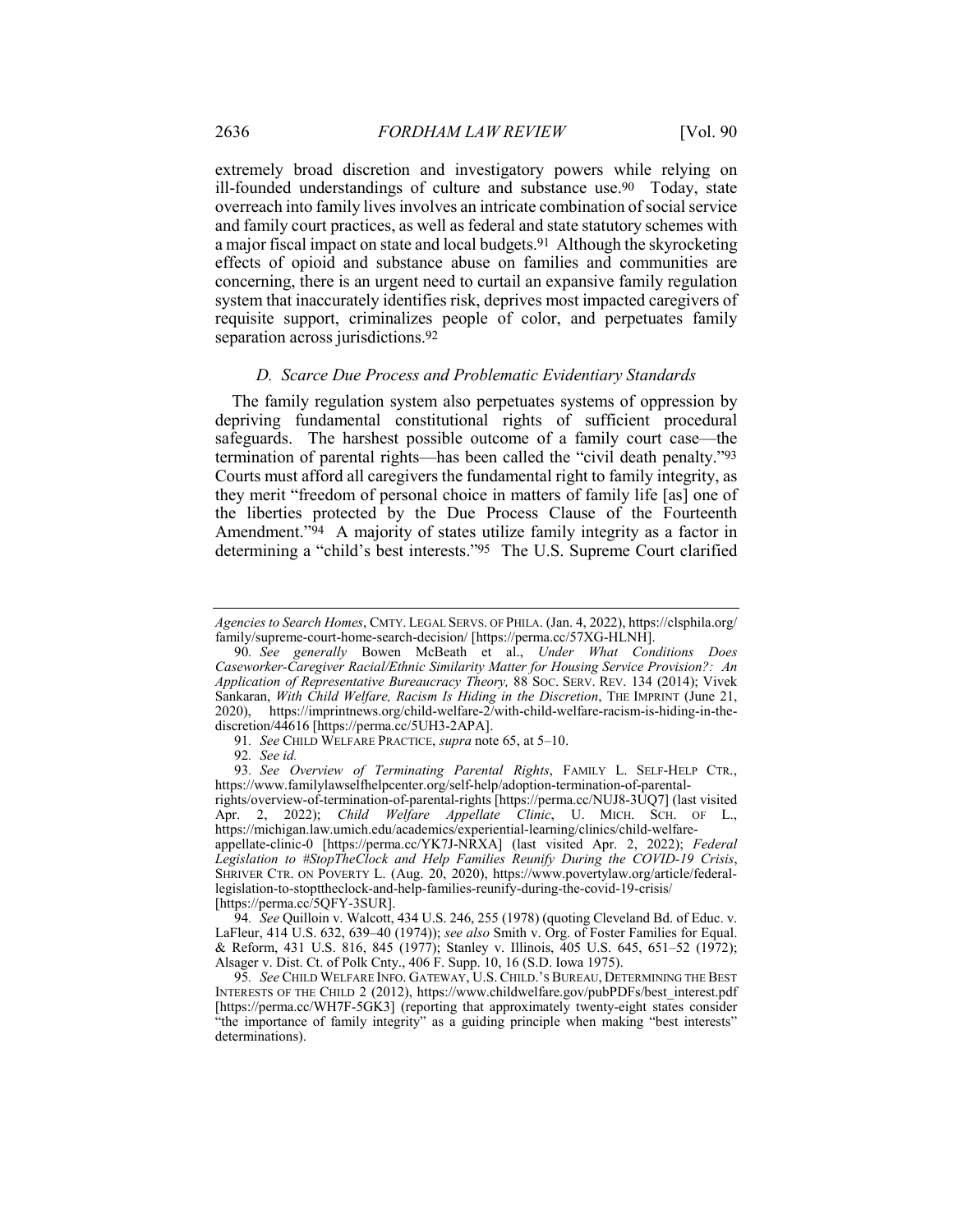extremely broad discretion and investigatory powers while relying on ill-founded understandings of culture and substance use.[90] Today, state overreach into family lives involves an intricate combination of social service and family court practices, as well as federal and state statutory schemes with a major fiscal impact on state and local budgets.[91] Although the skyrocketing effects of opioid and substance abuse on families and communities are concerning, there is an urgent need to curtail an expansive family regulation system that inaccurately identifies risk, deprives most impacted caregivers of requisite support, criminalizes people of color, and perpetuates family separation across jurisdictions.[92]

### *D. Scarce Due Process and Problematic Evidentiary Standards*

The family regulation system also perpetuates systems of oppression by depriving fundamental constitutional rights of sufficient procedural safeguards. The harshest possible outcome of a family court case—the termination of parental rights—has been called the "civil death penalty."[93] Courts must afford all caregivers the fundamental right to family integrity, as they merit "freedom of personal choice in matters of family life [as] one of the liberties protected by the Due Process Clause of the Fourteenth Amendment."[94] A majority of states utilize family integrity as a factor in determining a "child's best interests."[95] The U.S. Supreme Court clarified

---

*Agencies to Search Homes*, CMTY. LEGAL SERVS. OF PHILA. (Jan. 4, 2022), https://clsphila.org/family/supreme-court-home-search-decision/ [https://perma.cc/57XG-HLNH].

90. *See generally* Bowen McBeath et al., *Under What Conditions Does Caseworker-Caregiver Racial/Ethnic Similarity Matter for Housing Service Provision?: An Application of Representative Bureaucracy Theory,* 88 SOC. SERV. REV. 134 (2014); Vivek Sankaran, *With Child Welfare, Racism Is Hiding in the Discretion*, THE IMPRINT (June 21, 2020), https://imprintnews.org/child-welfare-2/with-child-welfare-racism-is-hiding-in-the-discretion/44616 [https://perma.cc/5UH3-2APA].

91. *See* CHILD WELFARE PRACTICE, *supra* note 65, at 5–10.

92. *See id.*

93. *See Overview of Terminating Parental Rights*, FAMILY L. SELF-HELP CTR., https://www.familylawselfhelpcenter.org/self-help/adoption-termination-of-parental-rights/overview-of-termination-of-parental-rights [https://perma.cc/NUJ8-3UQ7] (last visited Apr. 2, 2022); *Child Welfare Appellate Clinic*, U. MICH. SCH. OF L., https://michigan.law.umich.edu/academics/experiential-learning/clinics/child-welfare-appellate-clinic-0 [https://perma.cc/YK7J-NRXA] (last visited Apr. 2, 2022); *Federal Legislation to #StopTheClock and Help Families Reunify During the COVID-19 Crisis*, SHRIVER CTR. ON POVERTY L. (Aug. 20, 2020), https://www.povertylaw.org/article/federal-legislation-to-stoptheclock-and-help-families-reunify-during-the-covid-19-crisis/ [https://perma.cc/5QFY-3SUR].

94. *See* Quilloin v. Walcott, 434 U.S. 246, 255 (1978) (quoting Cleveland Bd. of Educ. v. LaFleur, 414 U.S. 632, 639–40 (1974)); *see also* Smith v. Org. of Foster Families for Equal. & Reform, 431 U.S. 816, 845 (1977); Stanley v. Illinois, 405 U.S. 645, 651–52 (1972); Alsager v. Dist. Ct. of Polk Cnty., 406 F. Supp. 10, 16 (S.D. Iowa 1975).

95. *See* CHILD WELFARE INFO. GATEWAY, U.S. CHILD.'S BUREAU, DETERMINING THE BEST INTERESTS OF THE CHILD 2 (2012), https://www.childwelfare.gov/pubPDFs/best_interest.pdf [https://perma.cc/WH7F-5GK3] (reporting that approximately twenty-eight states consider "the importance of family integrity" as a guiding principle when making "best interests" determinations).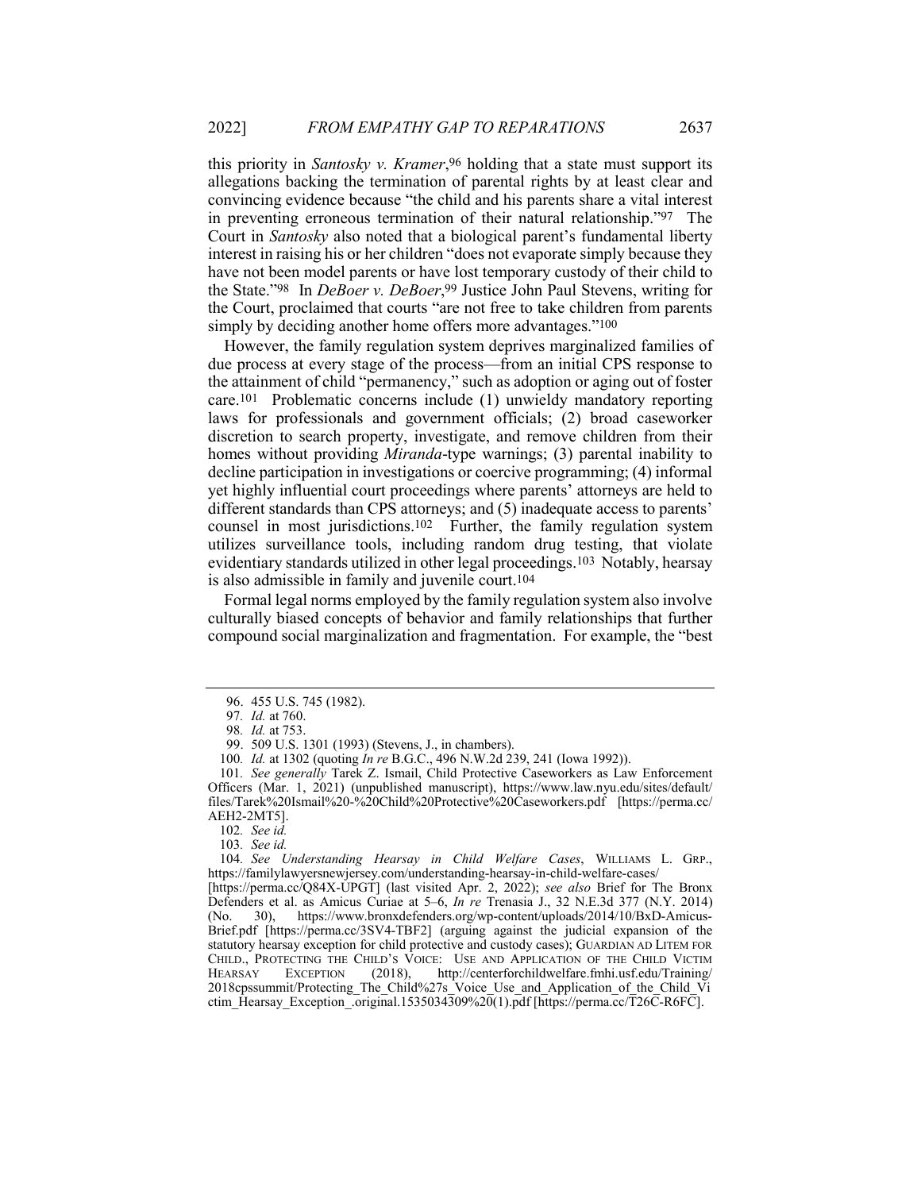this priority in *Santosky v. Kramer*,[96] holding that a state must support its allegations backing the termination of parental rights by at least clear and convincing evidence because "the child and his parents share a vital interest in preventing erroneous termination of their natural relationship."[97] The Court in *Santosky* also noted that a biological parent's fundamental liberty interest in raising his or her children "does not evaporate simply because they have not been model parents or have lost temporary custody of their child to the State."[98] In *DeBoer v. DeBoer*,[99] Justice John Paul Stevens, writing for the Court, proclaimed that courts "are not free to take children from parents simply by deciding another home offers more advantages."[100]

However, the family regulation system deprives marginalized families of due process at every stage of the process—from an initial CPS response to the attainment of child "permanency," such as adoption or aging out of foster care.[101] Problematic concerns include (1) unwieldy mandatory reporting laws for professionals and government officials; (2) broad caseworker discretion to search property, investigate, and remove children from their homes without providing *Miranda*-type warnings; (3) parental inability to decline participation in investigations or coercive programming; (4) informal yet highly influential court proceedings where parents' attorneys are held to different standards than CPS attorneys; and (5) inadequate access to parents' counsel in most jurisdictions.[102] Further, the family regulation system utilizes surveillance tools, including random drug testing, that violate evidentiary standards utilized in other legal proceedings.[103] Notably, hearsay is also admissible in family and juvenile court.[104]

Formal legal norms employed by the family regulation system also involve culturally biased concepts of behavior and family relationships that further compound social marginalization and fragmentation. For example, the "best

---

96. 455 U.S. 745 (1982).

97. *Id.* at 760.

98. *Id.* at 753.

99. 509 U.S. 1301 (1993) (Stevens, J., in chambers).

100. *Id.* at 1302 (quoting *In re* B.G.C., 496 N.W.2d 239, 241 (Iowa 1992)).

101. *See generally* Tarek Z. Ismail, Child Protective Caseworkers as Law Enforcement Officers (Mar. 1, 2021) (unpublished manuscript), https://www.law.nyu.edu/sites/default/files/Tarek%20Ismail%20-%20Child%20Protective%20Caseworkers.pdf [https://perma.cc/AEH2-2MT5].

102. *See id.*

103. *See id.*

104. *See Understanding Hearsay in Child Welfare Cases*, WILLIAMS L. GRP., https://familylawyersnewjersey.com/understanding-hearsay-in-child-welfare-cases/ [https://perma.cc/Q84X-UPGT] (last visited Apr. 2, 2022); *see also* Brief for The Bronx Defenders et al. as Amicus Curiae at 5–6, *In re* Trenasia J., 32 N.E.3d 377 (N.Y. 2014) (No. 30), https://www.bronxdefenders.org/wp-content/uploads/2014/10/BxD-Amicus-Brief.pdf [https://perma.cc/3SV4-TBF2] (arguing against the judicial expansion of the statutory hearsay exception for child protective and custody cases); GUARDIAN AD LITEM FOR CHILD., PROTECTING THE CHILD'S VOICE: USE AND APPLICATION OF THE CHILD VICTIM HEARSAY EXCEPTION (2018), http://centerforchildwelfare.fmhi.usf.edu/Training/2018cpssummit/Protecting_The_Child%27s_Voice_Use_and_Application_of_the_Child_Victim_Hearsay_Exception_.original.1535034309%20(1).pdf [https://perma.cc/T26C-R6FC].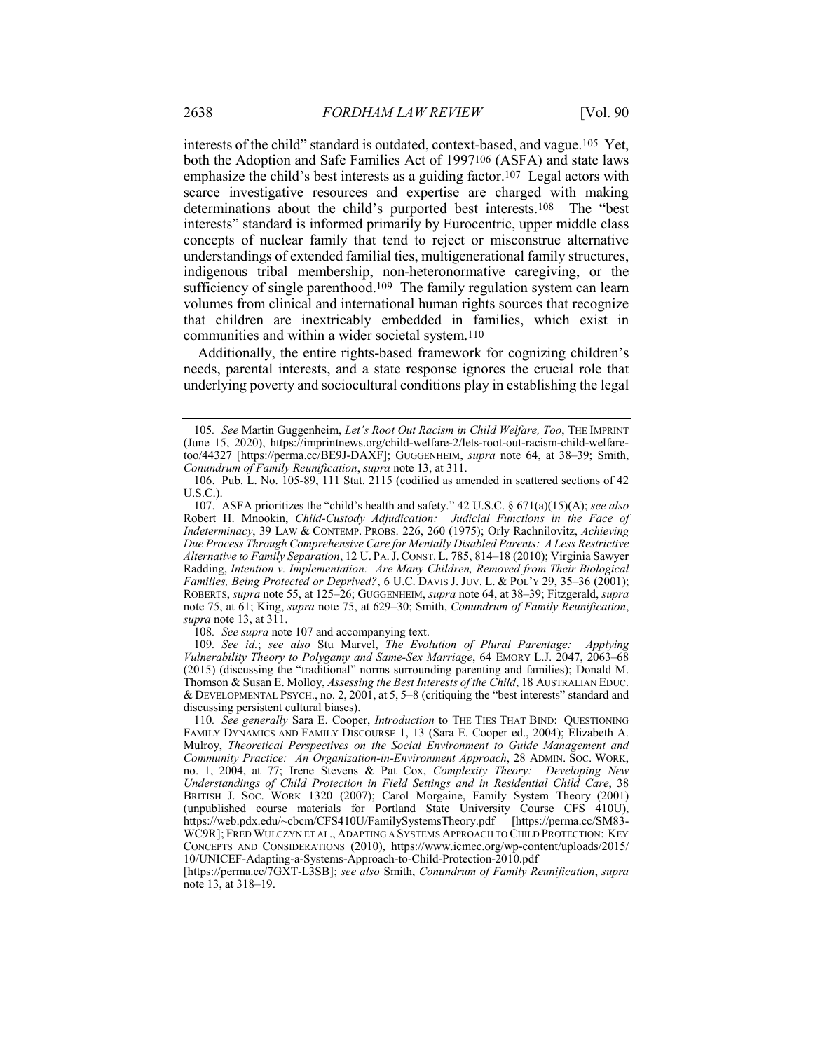interests of the child" standard is outdated, context-based, and vague.[105] Yet, both the Adoption and Safe Families Act of 1997[106] (ASFA) and state laws emphasize the child's best interests as a guiding factor.[107] Legal actors with scarce investigative resources and expertise are charged with making determinations about the child's purported best interests.[108] The "best interests" standard is informed primarily by Eurocentric, upper middle class concepts of nuclear family that tend to reject or misconstrue alternative understandings of extended familial ties, multigenerational family structures, indigenous tribal membership, non-heteronormative caregiving, or the sufficiency of single parenthood.[109] The family regulation system can learn volumes from clinical and international human rights sources that recognize that children are inextricably embedded in families, which exist in communities and within a wider societal system.[110]

Additionally, the entire rights-based framework for cognizing children's needs, parental interests, and a state response ignores the crucial role that underlying poverty and sociocultural conditions play in establishing the legal

---

105. *See* Martin Guggenheim, *Let's Root Out Racism in Child Welfare, Too*, THE IMPRINT (June 15, 2020), https://imprintnews.org/child-welfare-2/lets-root-out-racism-child-welfare-too/44327 [https://perma.cc/BE9J-DAXF]; GUGGENHEIM, *supra* note 64, at 38–39; Smith, *Conundrum of Family Reunification*, *supra* note 13, at 311.

106. Pub. L. No. 105-89, 111 Stat. 2115 (codified as amended in scattered sections of 42 U.S.C.).

107. ASFA prioritizes the "child's health and safety." 42 U.S.C. § 671(a)(15)(A); *see also* Robert H. Mnookin, *Child-Custody Adjudication: Judicial Functions in the Face of Indeterminacy*, 39 LAW & CONTEMP. PROBS. 226, 260 (1975); Orly Rachnilovitz, *Achieving Due Process Through Comprehensive Care for Mentally Disabled Parents: A Less Restrictive Alternative to Family Separation*, 12 U. PA. J. CONST. L. 785, 814–18 (2010); Virginia Sawyer Radding, *Intention v. Implementation: Are Many Children, Removed from Their Biological Families, Being Protected or Deprived?*, 6 U.C. DAVIS J. JUV. L. & POL'Y 29, 35–36 (2001); ROBERTS, *supra* note 55, at 125–26; GUGGENHEIM, *supra* note 64, at 38–39; Fitzgerald, *supra* note 75, at 61; King, *supra* note 75, at 629–30; Smith, *Conundrum of Family Reunification*, *supra* note 13, at 311.

108. *See supra* note 107 and accompanying text.

109. *See id.*; *see also* Stu Marvel, *The Evolution of Plural Parentage: Applying Vulnerability Theory to Polygamy and Same-Sex Marriage*, 64 EMORY L.J. 2047, 2063–68 (2015) (discussing the "traditional" norms surrounding parenting and families); Donald M. Thomson & Susan E. Molloy, *Assessing the Best Interests of the Child*, 18 AUSTRALIAN EDUC. & DEVELOPMENTAL PSYCH., no. 2, 2001, at 5, 5–8 (critiquing the "best interests" standard and discussing persistent cultural biases).

110. *See generally* Sara E. Cooper, *Introduction* to THE TIES THAT BIND: QUESTIONING FAMILY DYNAMICS AND FAMILY DISCOURSE 1, 13 (Sara E. Cooper ed., 2004); Elizabeth A. Mulroy, *Theoretical Perspectives on the Social Environment to Guide Management and Community Practice: An Organization-in-Environment Approach*, 28 ADMIN. SOC. WORK, no. 1, 2004, at 77; Irene Stevens & Pat Cox, *Complexity Theory: Developing New Understandings of Child Protection in Field Settings and in Residential Child Care*, 38 BRITISH J. SOC. WORK 1320 (2007); Carol Morgaine, Family System Theory (2001) (unpublished course materials for Portland State University Course CFS 410U), https://web.pdx.edu/~cbcm/CFS410U/FamilySystemsTheory.pdf [https://perma.cc/SM83-WC9R]; FRED WULCZYN ET AL., ADAPTING A SYSTEMS APPROACH TO CHILD PROTECTION: KEY CONCEPTS AND CONSIDERATIONS (2010), https://www.icmec.org/wp-content/uploads/2015/10/UNICEF-Adapting-a-Systems-Approach-to-Child-Protection-2010.pdf [https://perma.cc/7GXT-L3SB]; *see also* Smith, *Conundrum of Family Reunification*, *supra* note 13, at 318–19.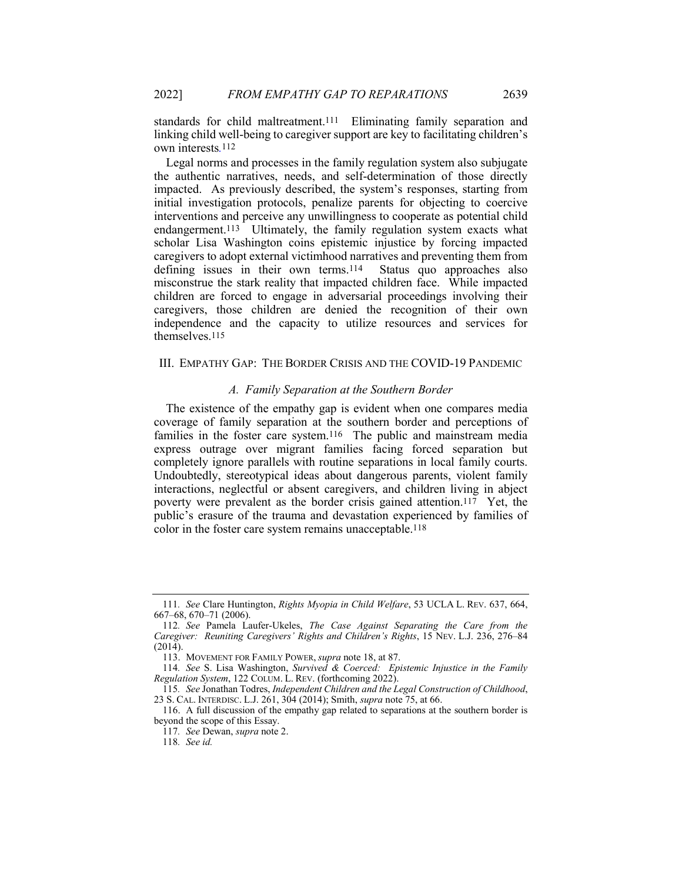standards for child maltreatment.[111] Eliminating family separation and linking child well-being to caregiver support are key to facilitating children's own interests.[112]

Legal norms and processes in the family regulation system also subjugate the authentic narratives, needs, and self-determination of those directly impacted. As previously described, the system's responses, starting from initial investigation protocols, penalize parents for objecting to coercive interventions and perceive any unwillingness to cooperate as potential child endangerment.[113] Ultimately, the family regulation system exacts what scholar Lisa Washington coins epistemic injustice by forcing impacted caregivers to adopt external victimhood narratives and preventing them from defining issues in their own terms.[114] Status quo approaches also misconstrue the stark reality that impacted children face. While impacted children are forced to engage in adversarial proceedings involving their caregivers, those children are denied the recognition of their own independence and the capacity to utilize resources and services for themselves.[115]

## III. EMPATHY GAP: THE BORDER CRISIS AND THE COVID-19 PANDEMIC

### *A. Family Separation at the Southern Border*

The existence of the empathy gap is evident when one compares media coverage of family separation at the southern border and perceptions of families in the foster care system.[116] The public and mainstream media express outrage over migrant families facing forced separation but completely ignore parallels with routine separations in local family courts. Undoubtedly, stereotypical ideas about dangerous parents, violent family interactions, neglectful or absent caregivers, and children living in abject poverty were prevalent as the border crisis gained attention.[117] Yet, the public's erasure of the trauma and devastation experienced by families of color in the foster care system remains unacceptable.[118]

---

111. *See* Clare Huntington, *Rights Myopia in Child Welfare*, 53 UCLA L. REV. 637, 664, 667–68, 670–71 (2006).

112. *See* Pamela Laufer-Ukeles, *The Case Against Separating the Care from the Caregiver: Reuniting Caregivers' Rights and Children's Rights*, 15 NEV. L.J. 236, 276–84 (2014).

113. MOVEMENT FOR FAMILY POWER, *supra* note 18, at 87.

114. *See* S. Lisa Washington, *Survived & Coerced: Epistemic Injustice in the Family Regulation System*, 122 COLUM. L. REV. (forthcoming 2022).

115. *See* Jonathan Todres, *Independent Children and the Legal Construction of Childhood*, 23 S. CAL. INTERDISC. L.J. 261, 304 (2014); Smith, *supra* note 75, at 66.

116. A full discussion of the empathy gap related to separations at the southern border is beyond the scope of this Essay.

117. *See* Dewan, *supra* note 2.

118. *See id.*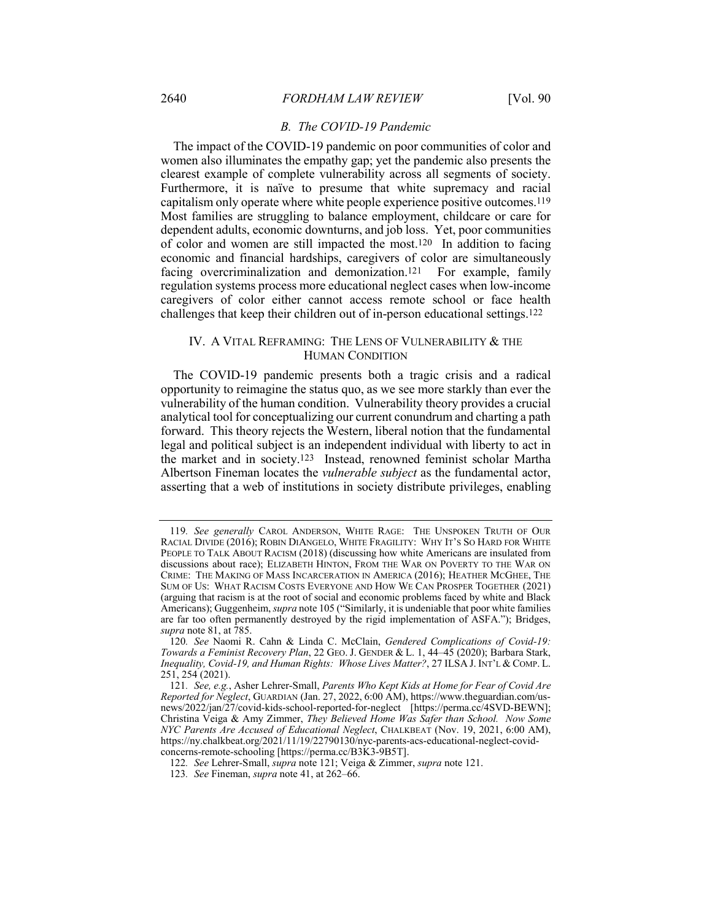### B. The COVID-19 Pandemic

The impact of the COVID-19 pandemic on poor communities of color and women also illuminates the empathy gap; yet the pandemic also presents the clearest example of complete vulnerability across all segments of society. Furthermore, it is naïve to presume that white supremacy and racial capitalism only operate where white people experience positive outcomes.[119] Most families are struggling to balance employment, childcare or care for dependent adults, economic downturns, and job loss. Yet, poor communities of color and women are still impacted the most.[120] In addition to facing economic and financial hardships, caregivers of color are simultaneously facing overcriminalization and demonization.[121] For example, family regulation systems process more educational neglect cases when low-income caregivers of color either cannot access remote school or face health challenges that keep their children out of in-person educational settings.[122]

## IV. A Vital Reframing: The Lens of Vulnerability & the Human Condition

The COVID-19 pandemic presents both a tragic crisis and a radical opportunity to reimagine the status quo, as we see more starkly than ever the vulnerability of the human condition. Vulnerability theory provides a crucial analytical tool for conceptualizing our current conundrum and charting a path forward. This theory rejects the Western, liberal notion that the fundamental legal and political subject is an independent individual with liberty to act in the market and in society.[123] Instead, renowned feminist scholar Martha Albertson Fineman locates the *vulnerable subject* as the fundamental actor, asserting that a web of institutions in society distribute privileges, enabling

---

119. *See generally* Carol Anderson, White Rage: The Unspoken Truth of Our Racial Divide (2016); Robin DiAngelo, White Fragility: Why It's So Hard for White People to Talk About Racism (2018) (discussing how white Americans are insulated from discussions about race); Elizabeth Hinton, From the War on Poverty to the War on Crime: The Making of Mass Incarceration in America (2016); Heather McGhee, The Sum of Us: What Racism Costs Everyone and How We Can Prosper Together (2021) (arguing that racism is at the root of social and economic problems faced by white and Black Americans); Guggenheim, *supra* note 105 ("Similarly, it is undeniable that poor white families are far too often permanently destroyed by the rigid implementation of ASFA."); Bridges, *supra* note 81, at 785.

120. *See* Naomi R. Cahn & Linda C. McClain, *Gendered Complications of Covid-19: Towards a Feminist Recovery Plan*, 22 Geo. J. Gender & L. 1, 44–45 (2020); Barbara Stark, *Inequality, Covid-19, and Human Rights: Whose Lives Matter?*, 27 ILSA J. Int'l & Comp. L. 251, 254 (2021).

121. *See, e.g.*, Asher Lehrer-Small, *Parents Who Kept Kids at Home for Fear of Covid Are Reported for Neglect*, Guardian (Jan. 27, 2022, 6:00 AM), https://www.theguardian.com/us-news/2022/jan/27/covid-kids-school-reported-for-neglect [https://perma.cc/4SVD-BEWN]; Christina Veiga & Amy Zimmer, *They Believed Home Was Safer than School. Now Some NYC Parents Are Accused of Educational Neglect*, Chalkbeat (Nov. 19, 2021, 6:00 AM), https://ny.chalkbeat.org/2021/11/19/22790130/nyc-parents-acs-educational-neglect-covid-concerns-remote-schooling [https://perma.cc/B3K3-9B5T].

122. *See* Lehrer-Small, *supra* note 121; Veiga & Zimmer, *supra* note 121.

123. *See* Fineman, *supra* note 41, at 262–66.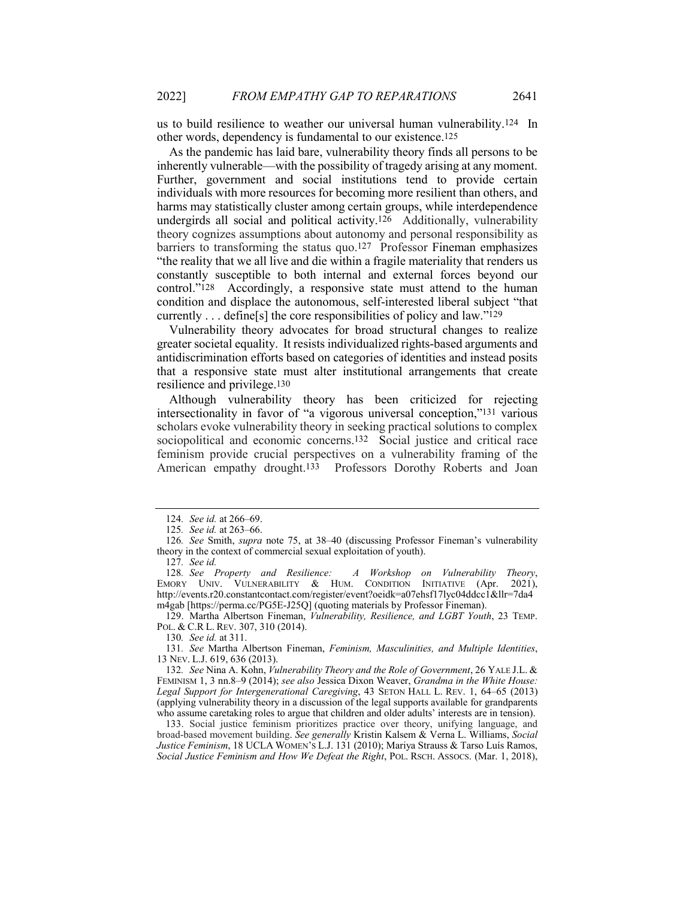us to build resilience to weather our universal human vulnerability.[124] In other words, dependency is fundamental to our existence.[125]

As the pandemic has laid bare, vulnerability theory finds all persons to be inherently vulnerable—with the possibility of tragedy arising at any moment. Further, government and social institutions tend to provide certain individuals with more resources for becoming more resilient than others, and harms may statistically cluster among certain groups, while interdependence undergirds all social and political activity.[126] Additionally, vulnerability theory cognizes assumptions about autonomy and personal responsibility as barriers to transforming the status quo.[127] Professor Fineman emphasizes "the reality that we all live and die within a fragile materiality that renders us constantly susceptible to both internal and external forces beyond our control."[128] Accordingly, a responsive state must attend to the human condition and displace the autonomous, self-interested liberal subject "that currently . . . define[s] the core responsibilities of policy and law."[129]

Vulnerability theory advocates for broad structural changes to realize greater societal equality. It resists individualized rights-based arguments and antidiscrimination efforts based on categories of identities and instead posits that a responsive state must alter institutional arrangements that create resilience and privilege.[130]

Although vulnerability theory has been criticized for rejecting intersectionality in favor of "a vigorous universal conception,"[131] various scholars evoke vulnerability theory in seeking practical solutions to complex sociopolitical and economic concerns.[132] Social justice and critical race feminism provide crucial perspectives on a vulnerability framing of the American empathy drought.[133] Professors Dorothy Roberts and Joan

---

124. *See id.* at 266–69.

125. *See id.* at 263–66.

126. *See* Smith, *supra* note 75, at 38–40 (discussing Professor Fineman's vulnerability theory in the context of commercial sexual exploitation of youth).

127. *See id.*

128. *See Property and Resilience: A Workshop on Vulnerability Theory*, EMORY UNIV. VULNERABILITY & HUM. CONDITION INITIATIVE (Apr. 2021), http://events.r20.constantcontact.com/register/event?oeidk=a07ehsf17lyc04ddcc1&llr=7da4m4gab [https://perma.cc/PG5E-J25Q] (quoting materials by Professor Fineman).

129. Martha Albertson Fineman, *Vulnerability, Resilience, and LGBT Youth*, 23 TEMP. POL. & C.R L. REV. 307, 310 (2014).

130. *See id.* at 311.

131. *See* Martha Albertson Fineman, *Feminism, Masculinities, and Multiple Identities*, 13 NEV. L.J. 619, 636 (2013).

132. *See* Nina A. Kohn, *Vulnerability Theory and the Role of Government*, 26 YALE J.L. & FEMINISM 1, 3 nn.8–9 (2014); *see also* Jessica Dixon Weaver, *Grandma in the White House: Legal Support for Intergenerational Caregiving*, 43 SETON HALL L. REV. 1, 64–65 (2013) (applying vulnerability theory in a discussion of the legal supports available for grandparents who assume caretaking roles to argue that children and older adults' interests are in tension).

133. Social justice feminism prioritizes practice over theory, unifying language, and broad-based movement building. *See generally* Kristin Kalsem & Verna L. Williams, *Social Justice Feminism*, 18 UCLA WOMEN'S L.J. 131 (2010); Mariya Strauss & Tarso Luís Ramos, *Social Justice Feminism and How We Defeat the Right*, POL. RSCH. ASSOCS. (Mar. 1, 2018),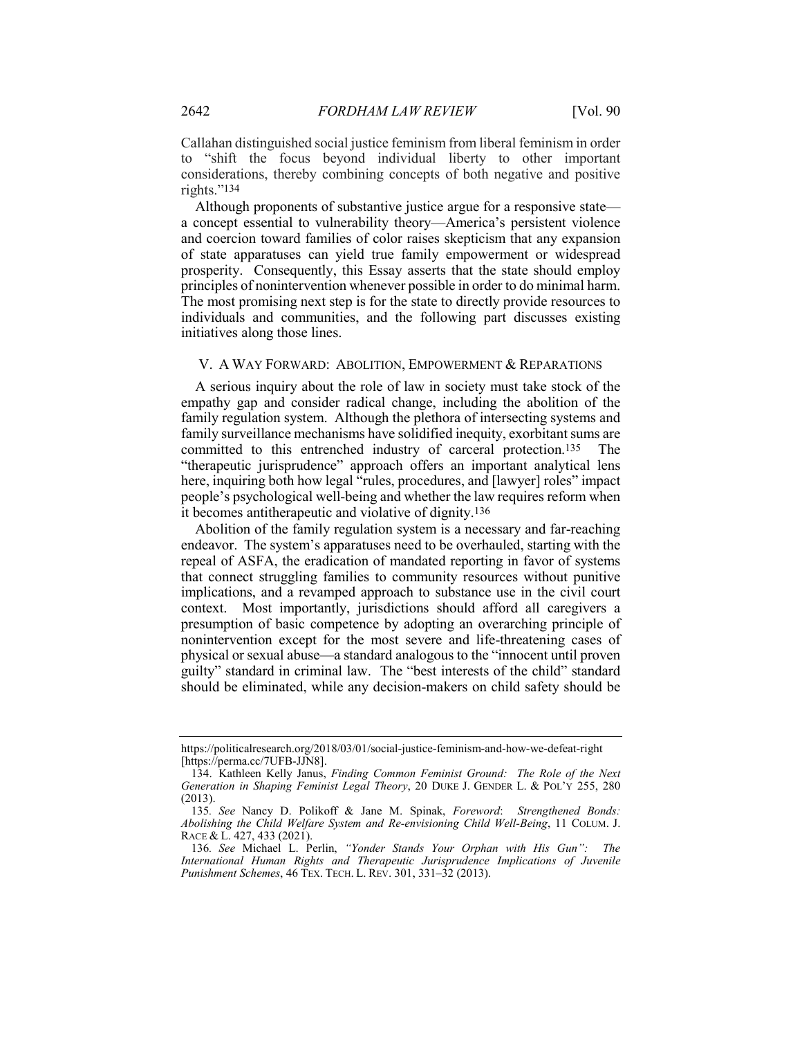Callahan distinguished social justice feminism from liberal feminism in order to "shift the focus beyond individual liberty to other important considerations, thereby combining concepts of both negative and positive rights."[134]

Although proponents of substantive justice argue for a responsive state—a concept essential to vulnerability theory—America's persistent violence and coercion toward families of color raises skepticism that any expansion of state apparatuses can yield true family empowerment or widespread prosperity. Consequently, this Essay asserts that the state should employ principles of nonintervention whenever possible in order to do minimal harm. The most promising next step is for the state to directly provide resources to individuals and communities, and the following part discusses existing initiatives along those lines.

## V. A Way Forward: Abolition, Empowerment & Reparations

A serious inquiry about the role of law in society must take stock of the empathy gap and consider radical change, including the abolition of the family regulation system. Although the plethora of intersecting systems and family surveillance mechanisms have solidified inequity, exorbitant sums are committed to this entrenched industry of carceral protection.[135] The "therapeutic jurisprudence" approach offers an important analytical lens here, inquiring both how legal "rules, procedures, and [lawyer] roles" impact people's psychological well-being and whether the law requires reform when it becomes antitherapeutic and violative of dignity.[136]

Abolition of the family regulation system is a necessary and far-reaching endeavor. The system's apparatuses need to be overhauled, starting with the repeal of ASFA, the eradication of mandated reporting in favor of systems that connect struggling families to community resources without punitive implications, and a revamped approach to substance use in the civil court context. Most importantly, jurisdictions should afford all caregivers a presumption of basic competence by adopting an overarching principle of nonintervention except for the most severe and life-threatening cases of physical or sexual abuse—a standard analogous to the "innocent until proven guilty" standard in criminal law. The "best interests of the child" standard should be eliminated, while any decision-makers on child safety should be

---

https://politicalresearch.org/2018/03/01/social-justice-feminism-and-how-we-defeat-right [https://perma.cc/7UFB-JJN8].

134. Kathleen Kelly Janus, *Finding Common Feminist Ground: The Role of the Next Generation in Shaping Feminist Legal Theory*, 20 DUKE J. GENDER L. & POL'Y 255, 280 (2013).

135. *See* Nancy D. Polikoff & Jane M. Spinak, *Foreword*: *Strengthened Bonds: Abolishing the Child Welfare System and Re-envisioning Child Well-Being*, 11 COLUM. J. RACE & L. 427, 433 (2021).

136. *See* Michael L. Perlin, *"Yonder Stands Your Orphan with His Gun": The International Human Rights and Therapeutic Jurisprudence Implications of Juvenile Punishment Schemes*, 46 TEX. TECH. L. REV. 301, 331–32 (2013).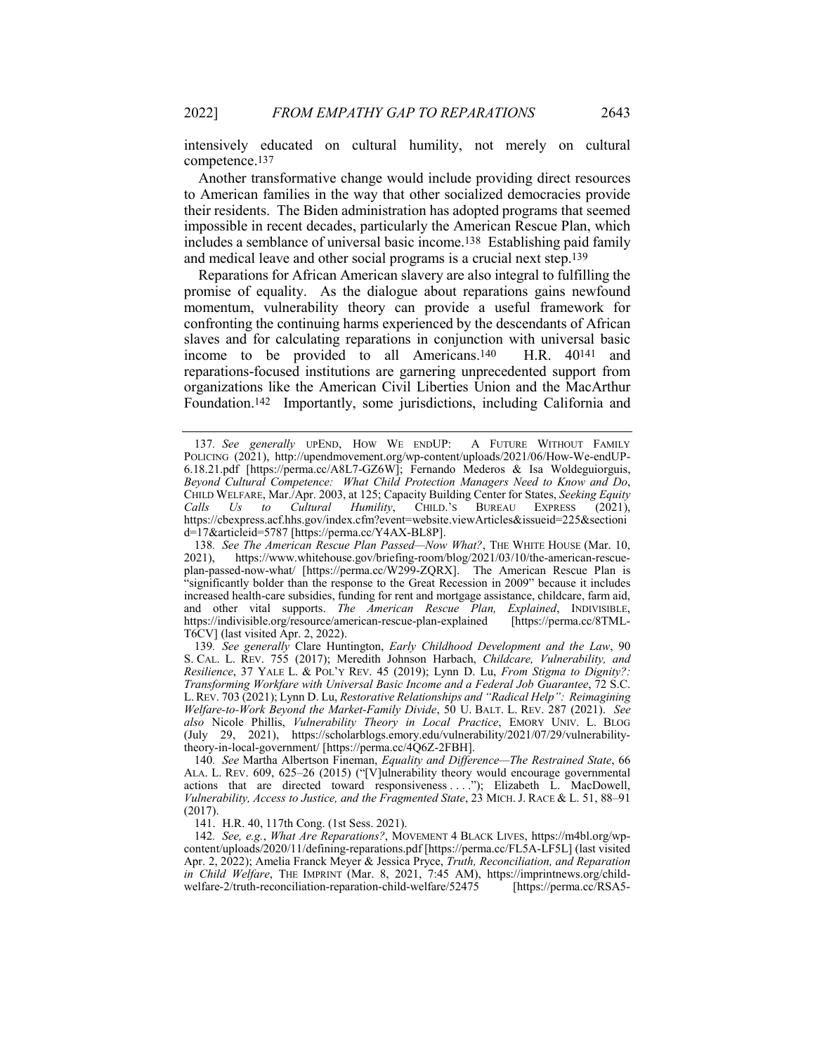intensively educated on cultural humility, not merely on cultural competence.[137]

Another transformative change would include providing direct resources to American families in the way that other socialized democracies provide their residents. The Biden administration has adopted programs that seemed impossible in recent decades, particularly the American Rescue Plan, which includes a semblance of universal basic income.[138] Establishing paid family and medical leave and other social programs is a crucial next step.[139]

Reparations for African American slavery are also integral to fulfilling the promise of equality. As the dialogue about reparations gains newfound momentum, vulnerability theory can provide a useful framework for confronting the continuing harms experienced by the descendants of African slaves and for calculating reparations in conjunction with universal basic income to be provided to all Americans.[140] H.R. 40[141] and reparations-focused institutions are garnering unprecedented support from organizations like the American Civil Liberties Union and the MacArthur Foundation.[142] Importantly, some jurisdictions, including California and

---

137. *See generally* UPEND, HOW WE ENDUP: A FUTURE WITHOUT FAMILY POLICING (2021), http://upendmovement.org/wp-content/uploads/2021/06/How-We-endUP-6.18.21.pdf [https://perma.cc/A8L7-GZ6W]; Fernando Mederos & Isa Woldeguiorguis, *Beyond Cultural Competence: What Child Protection Managers Need to Know and Do*, CHILD WELFARE, Mar./Apr. 2003, at 125; Capacity Building Center for States, *Seeking Equity Calls Us to Cultural Humility*, CHILD.'S BUREAU EXPRESS (2021), https://cbexpress.acf.hhs.gov/index.cfm?event=website.viewArticles&issueid=225&sectionid=17&articleid=5787 [https://perma.cc/Y4AX-BL8P].

138. *See The American Rescue Plan Passed—Now What?*, THE WHITE HOUSE (Mar. 10, 2021), https://www.whitehouse.gov/briefing-room/blog/2021/03/10/the-american-rescue-plan-passed-now-what/ [https://perma.cc/W299-ZQRX]. The American Rescue Plan is "significantly bolder than the response to the Great Recession in 2009" because it includes increased health-care subsidies, funding for rent and mortgage assistance, childcare, farm aid, and other vital supports. *The American Rescue Plan, Explained*, INDIVISIBLE, https://indivisible.org/resource/american-rescue-plan-explained [https://perma.cc/8TML-T6CV] (last visited Apr. 2, 2022).

139. *See generally* Clare Huntington, *Early Childhood Development and the Law*, 90 S. CAL. L. REV. 755 (2017); Meredith Johnson Harbach, *Childcare, Vulnerability, and Resilience*, 37 YALE L. & POL'Y REV. 45 (2019); Lynn D. Lu, *From Stigma to Dignity?: Transforming Workfare with Universal Basic Income and a Federal Job Guarantee*, 72 S.C. L. REV. 703 (2021); Lynn D. Lu, *Restorative Relationships and "Radical Help": Reimagining Welfare-to-Work Beyond the Market-Family Divide*, 50 U. BALT. L. REV. 287 (2021). *See also* Nicole Phillis, *Vulnerability Theory in Local Practice*, EMORY UNIV. L. BLOG (July 29, 2021), https://scholarblogs.emory.edu/vulnerability/2021/07/29/vulnerability-theory-in-local-government/ [https://perma.cc/4Q6Z-2FBH].

140. *See* Martha Albertson Fineman, *Equality and Difference—The Restrained State*, 66 ALA. L. REV. 609, 625–26 (2015) ("[V]ulnerability theory would encourage governmental actions that are directed toward responsiveness . . . ."); Elizabeth L. MacDowell, *Vulnerability, Access to Justice, and the Fragmented State*, 23 MICH. J. RACE & L. 51, 88–91 (2017).

141. H.R. 40, 117th Cong. (1st Sess. 2021).

142. *See, e.g.*, *What Are Reparations?*, MOVEMENT 4 BLACK LIVES, https://m4bl.org/wp-content/uploads/2020/11/defining-reparations.pdf [https://perma.cc/FL5A-LF5L] (last visited Apr. 2, 2022); Amelia Franck Meyer & Jessica Pryce, *Truth, Reconciliation, and Reparation in Child Welfare*, THE IMPRINT (Mar. 8, 2021, 7:45 AM), https://imprintnews.org/child-welfare-2/truth-reconciliation-reparation-child-welfare/52475 [https://perma.cc/RSA5-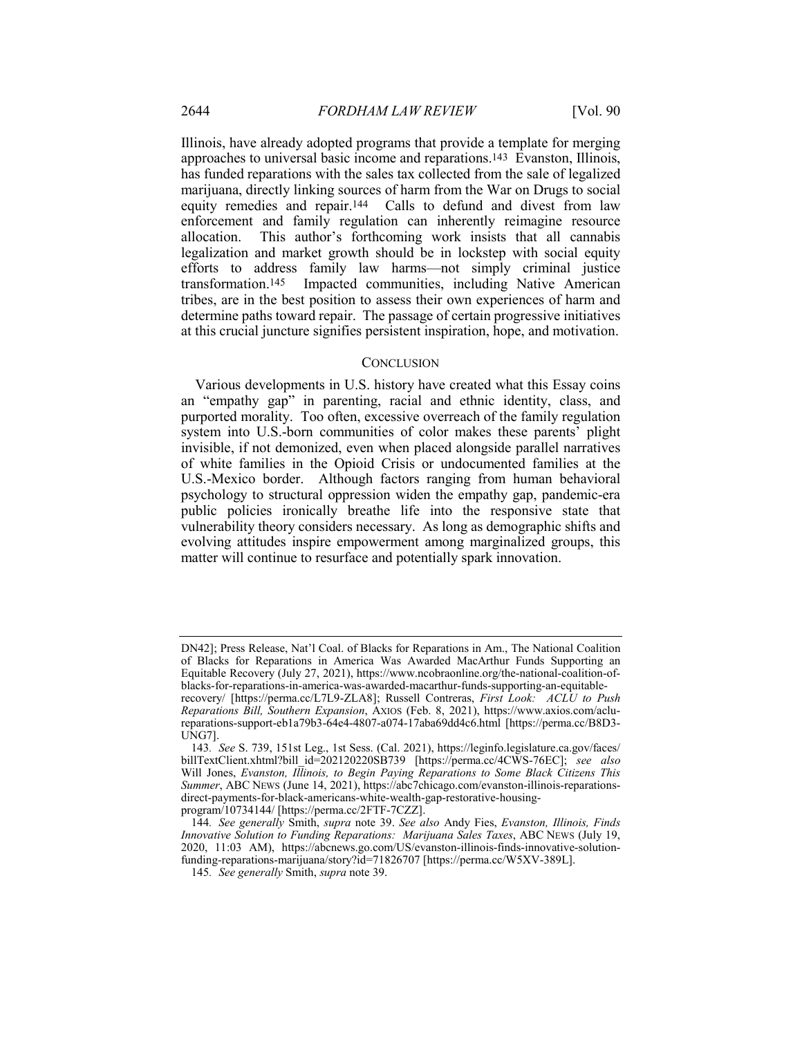Illinois, have already adopted programs that provide a template for merging approaches to universal basic income and reparations.[143] Evanston, Illinois, has funded reparations with the sales tax collected from the sale of legalized marijuana, directly linking sources of harm from the War on Drugs to social equity remedies and repair.[144] Calls to defund and divest from law enforcement and family regulation can inherently reimagine resource allocation. This author's forthcoming work insists that all cannabis legalization and market growth should be in lockstep with social equity efforts to address family law harms—not simply criminal justice transformation.[145] Impacted communities, including Native American tribes, are in the best position to assess their own experiences of harm and determine paths toward repair. The passage of certain progressive initiatives at this crucial juncture signifies persistent inspiration, hope, and motivation.

## CONCLUSION

Various developments in U.S. history have created what this Essay coins an "empathy gap" in parenting, racial and ethnic identity, class, and purported morality. Too often, excessive overreach of the family regulation system into U.S.-born communities of color makes these parents' plight invisible, if not demonized, even when placed alongside parallel narratives of white families in the Opioid Crisis or undocumented families at the U.S.-Mexico border. Although factors ranging from human behavioral psychology to structural oppression widen the empathy gap, pandemic-era public policies ironically breathe life into the responsive state that vulnerability theory considers necessary. As long as demographic shifts and evolving attitudes inspire empowerment among marginalized groups, this matter will continue to resurface and potentially spark innovation.

---

DN42]; Press Release, Nat'l Coal. of Blacks for Reparations in Am., The National Coalition of Blacks for Reparations in America Was Awarded MacArthur Funds Supporting an Equitable Recovery (July 27, 2021), https://www.ncobraonline.org/the-national-coalition-of-blacks-for-reparations-in-america-was-awarded-macarthur-funds-supporting-an-equitable-recovery/ [https://perma.cc/L7L9-ZLA8]; Russell Contreras, *First Look: ACLU to Push Reparations Bill, Southern Expansion*, AXIOS (Feb. 8, 2021), https://www.axios.com/aclu-reparations-support-eb1a79b3-64e4-4807-a074-17aba69dd4c6.html [https://perma.cc/B8D3-UNG7].

143. *See* S. 739, 151st Leg., 1st Sess. (Cal. 2021), https://leginfo.legislature.ca.gov/faces/billTextClient.xhtml?bill_id=202120220SB739 [https://perma.cc/4CWS-76EC]; *see also* Will Jones, *Evanston, Illinois, to Begin Paying Reparations to Some Black Citizens This Summer*, ABC NEWS (June 14, 2021), https://abc7chicago.com/evanston-illinois-reparations-direct-payments-for-black-americans-white-wealth-gap-restorative-housing-program/10734144/ [https://perma.cc/2FTF-7CZZ].

144. *See generally* Smith, *supra* note 39. *See also* Andy Fies, *Evanston, Illinois, Finds Innovative Solution to Funding Reparations: Marijuana Sales Taxes*, ABC NEWS (July 19, 2020, 11:03 AM), https://abcnews.go.com/US/evanston-illinois-finds-innovative-solution-funding-reparations-marijuana/story?id=71826707 [https://perma.cc/W5XV-389L].

145. *See generally* Smith, *supra* note 39.